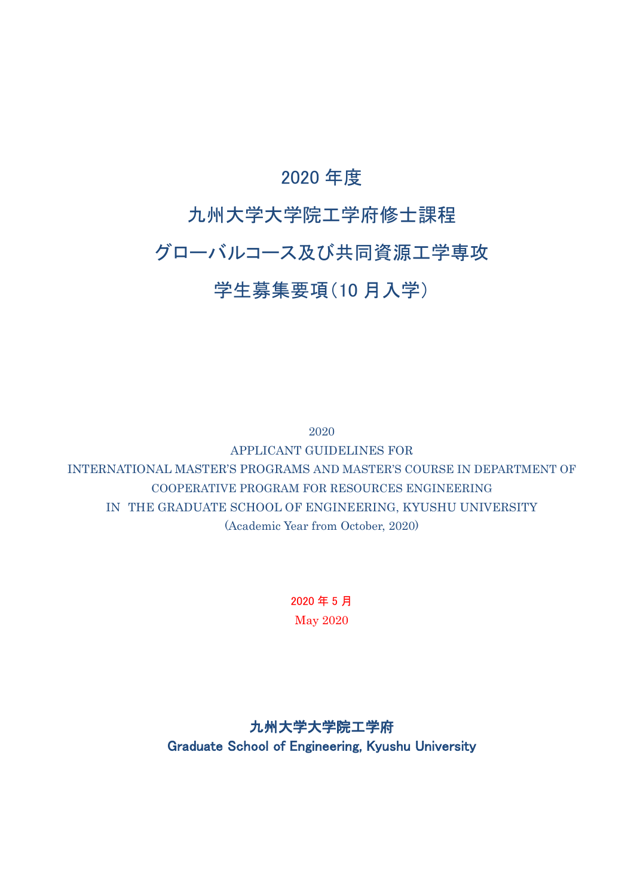# 2020 年度

# 九州大学大学院工学府修士課程

# グローバルコース及び共同資源工学専攻

# 学生募集要項（10 月入学）

2020

APPLICANT GUIDELINES FOR

INTERNATIONAL MASTER'S PROGRAMS AND MASTER'S COURSE IN DEPARTMENT OF COOPERATIVE PROGRAM FOR RESOURCES ENGINEERING

IN THE GRADUATE SCHOOL OF ENGINEERING, KYUSHU UNIVERSITY

(Academic Year from October, 2020)

2020 年 5 月

May 2020

**九州大学大学院工学府**

**Graduate School of Engineering, Kyushu University**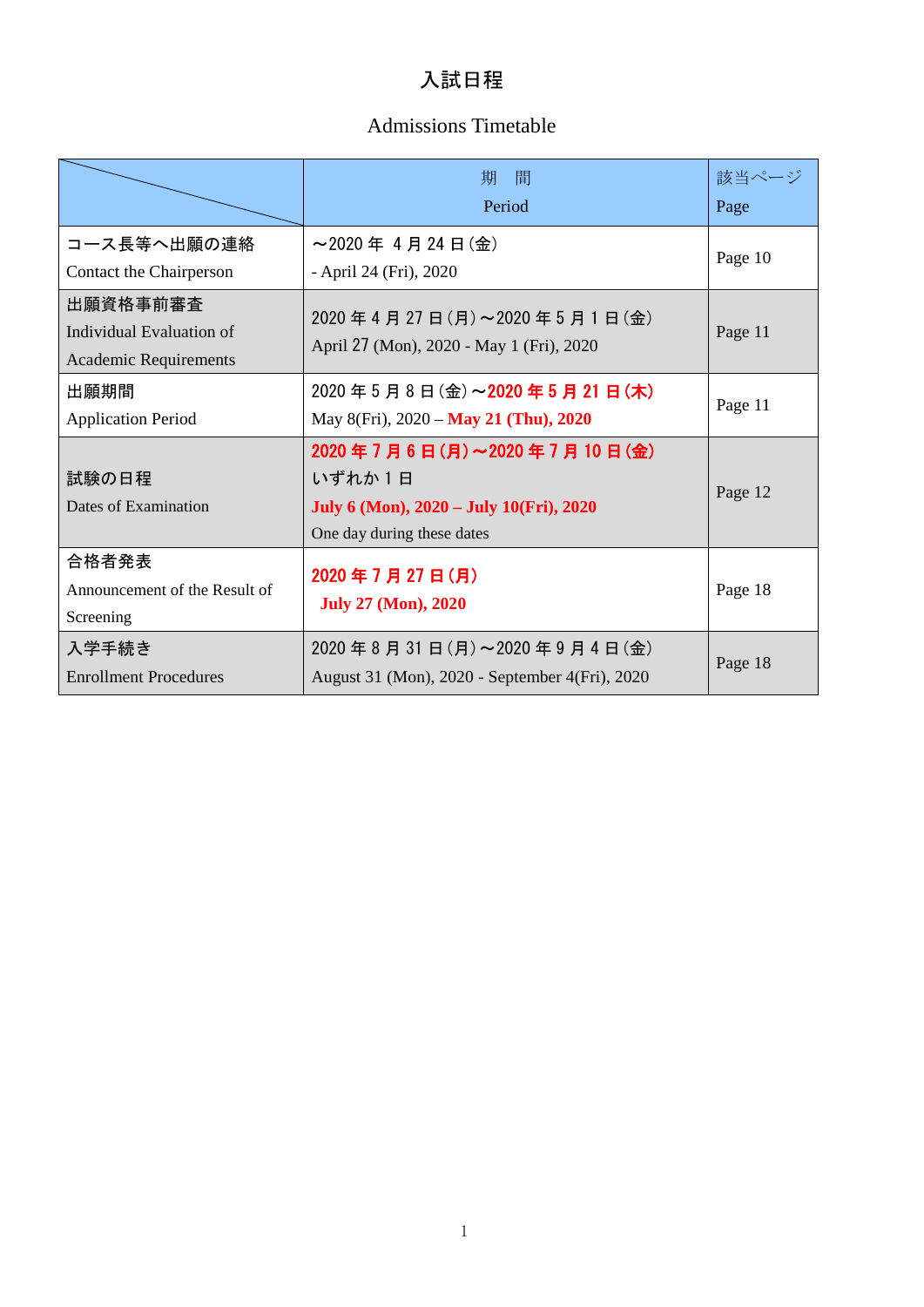# 入試日程

## Admissions Timetable

| | 期　間<br>Period | 該当ページ<br>Page |
|---|---|---|
| コース長等へ出願の連絡<br>Contact the Chairperson | ～2020 年 4 月 24 日(金)<br>- April 24 (Fri), 2020 | Page 10 |
| 出願資格事前審査<br>Individual Evaluation of Academic Requirements | 2020 年 4 月 27 日(月)～2020 年 5 月 1 日(金)<br>April 27 (Mon), 2020 - May 1 (Fri), 2020 | Page 11 |
| 出願期間<br>Application Period | 2020 年 5 月 8 日(金)～**2020 年 5 月 21 日(木)**<br>May 8(Fri), 2020 – **May 21 (Thu), 2020** | Page 11 |
| 試験の日程<br>Dates of Examination | **2020 年 7 月 6 日(月)～2020 年 7 月 10 日(金)**<br>いずれか 1 日<br>**July 6 (Mon), 2020 – July 10(Fri), 2020**<br>One day during these dates | Page 12 |
| 合格者発表<br>Announcement of the Result of Screening | **2020 年 7 月 27 日(月)**<br>**July 27 (Mon), 2020** | Page 18 |
| 入学手続き<br>Enrollment Procedures | 2020 年 8 月 31 日(月)～2020 年 9 月 4 日(金)<br>August 31 (Mon), 2020 - September 4(Fri), 2020 | Page 18 |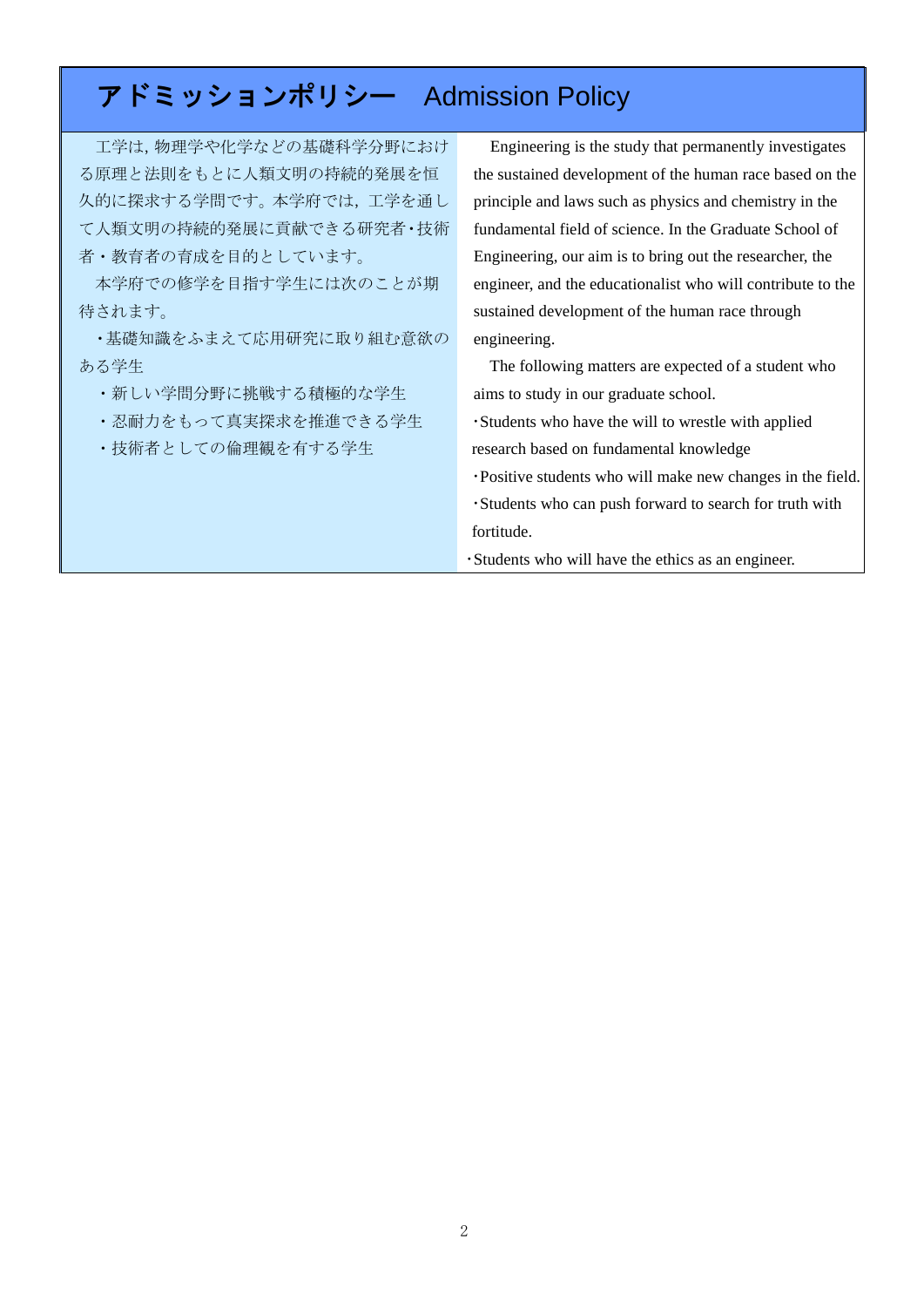# アドミッションポリシー　Admission Policy

工学は，物理学や化学などの基礎科学分野における原理と法則をもとに人類文明の持続的発展を恒久的に探求する学問です。本学府では，工学を通して人類文明の持続的発展に貢献できる研究者・技術者・教育者の育成を目的としています。

本学府での修学を目指す学生には次のことが期待されます。

・基礎知識をふまえて応用研究に取り組む意欲のある学生

・新しい学問分野に挑戦する積極的な学生

・忍耐力をもって真実探求を推進できる学生

・技術者としての倫理観を有する学生

Engineering is the study that permanently investigates the sustained development of the human race based on the principle and laws such as physics and chemistry in the fundamental field of science. In the Graduate School of Engineering, our aim is to bring out the researcher, the engineer, and the educationalist who will contribute to the sustained development of the human race through engineering.

The following matters are expected of a student who aims to study in our graduate school.

・Students who have the will to wrestle with applied research based on fundamental knowledge

・Positive students who will make new changes in the field.

・Students who can push forward to search for truth with fortitude.

・Students who will have the ethics as an engineer.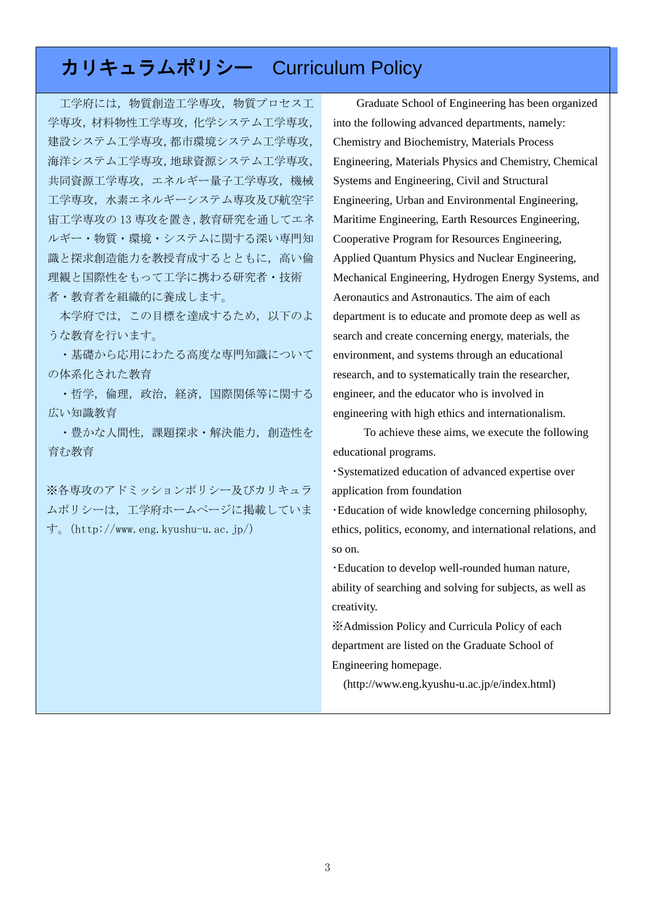# カリキュラムポリシー　Curriculum Policy

工学府には，物質創造工学専攻，物質プロセス工学専攻，材料物性工学専攻，化学システム工学専攻，建設システム工学専攻，都市環境システム工学専攻，海洋システム工学専攻，地球資源システム工学専攻，共同資源工学専攻，エネルギー量子工学専攻，機械工学専攻，水素エネルギーシステム専攻及び航空宇宙工学専攻の 13 専攻を置き，教育研究を通してエネルギー・物質・環境・システムに関する深い専門知識と探求創造能力を教授育成するとともに，高い倫理観と国際性をもって工学に携わる研究者・技術者・教育者を組織的に養成します。

本学府では，この目標を達成するため，以下のような教育を行います。

・基礎から応用にわたる高度な専門知識についての体系化された教育

・哲学，倫理，政治，経済，国際関係等に関する広い知識教育

・豊かな人間性，課題探求・解決能力，創造性を育む教育

※各専攻のアドミッションポリシー及びカリキュラムポリシーは，工学府ホームページに掲載しています。（http://www.eng.kyushu-u.ac.jp/）

Graduate School of Engineering has been organized into the following advanced departments, namely: Chemistry and Biochemistry, Materials Process Engineering, Materials Physics and Chemistry, Chemical Systems and Engineering, Civil and Structural Engineering, Urban and Environmental Engineering, Maritime Engineering, Earth Resources Engineering, Cooperative Program for Resources Engineering, Applied Quantum Physics and Nuclear Engineering, Mechanical Engineering, Hydrogen Energy Systems, and Aeronautics and Astronautics. The aim of each department is to educate and promote deep as well as search and create concerning energy, materials, the environment, and systems through an educational research, and to systematically train the researcher, engineer, and the educator who is involved in engineering with high ethics and internationalism.

To achieve these aims, we execute the following educational programs.

・Systematized education of advanced expertise over application from foundation

・Education of wide knowledge concerning philosophy, ethics, politics, economy, and international relations, and so on.

・Education to develop well-rounded human nature, ability of searching and solving for subjects, as well as creativity.

※Admission Policy and Curricula Policy of each department are listed on the Graduate School of Engineering homepage.

(http://www.eng.kyushu-u.ac.jp/e/index.html)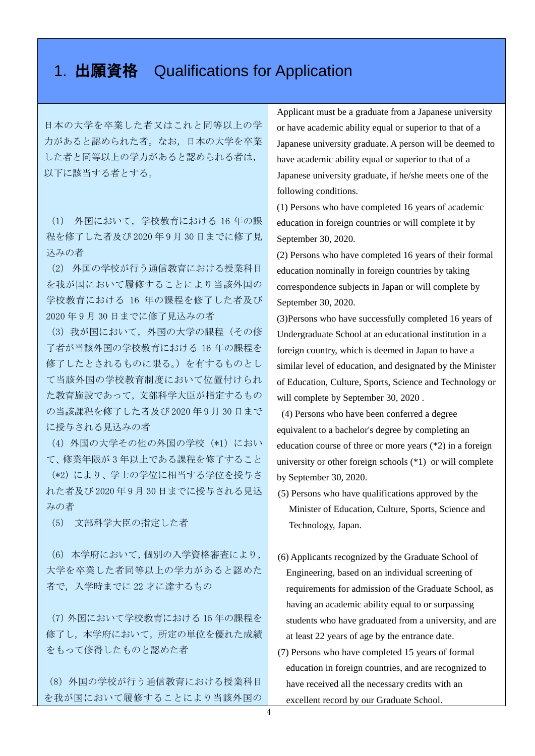# 1. 出願資格　Qualifications for Application

日本の大学を卒業した者又はこれと同等以上の学力があると認められた者。なお，日本の大学を卒業した者と同等以上の学力があると認められる者は，以下に該当する者とする。

（1） 外国において，学校教育における 16 年の課程を修了した者及び 2020 年 9 月 30 日までに修了見込みの者

（2） 外国の学校が行う通信教育における授業科目を我が国において履修することにより当該外国の学校教育における 16 年の課程を修了した者及び 2020 年 9 月 30 日までに修了見込みの者

（3） 我が国において，外国の大学の課程（その修了者が当該外国の学校教育における 16 年の課程を修了したとされるものに限る。）を有するものとして当該外国の学校教育制度において位置付けられた教育施設であって，文部科学大臣が指定するものの当該課程を修了した者及び 2020 年 9 月 30 日までに授与される見込みの者

（4） 外国の大学その他の外国の学校（*1）において、修業年限が 3 年以上である課程を修了すること（*2）により、学士の学位に相当する学位を授与された者及び 2020 年 9 月 30 日までに授与される見込みの者

（5） 文部科学大臣の指定した者

（6） 本学府において，個別の入学資格審査により，大学を卒業した者同等以上の学力があると認めた者で，入学時までに 22 才に達するもの

（7） 外国において学校教育における 15 年の課程を修了し，本学府において，所定の単位を優れた成績をもって修得したものと認めた者

（8） 外国の学校が行う通信教育における授業科目を我が国において履修することにより当該外国の

Applicant must be a graduate from a Japanese university or have academic ability equal or superior to that of a Japanese university graduate. A person will be deemed to have academic ability equal or superior to that of a Japanese university graduate, if he/she meets one of the following conditions.

(1) Persons who have completed 16 years of academic education in foreign countries or will complete it by September 30, 2020.

(2) Persons who have completed 16 years of their formal education nominally in foreign countries by taking correspondence subjects in Japan or will complete by September 30, 2020.

(3) Persons who have successfully completed 16 years of Undergraduate School at an educational institution in a foreign country, which is deemed in Japan to have a similar level of education, and designated by the Minister of Education, Culture, Sports, Science and Technology or will complete by September 30, 2020 .

(4) Persons who have been conferred a degree equivalent to a bachelor's degree by completing an education course of three or more years (*2) in a foreign university or other foreign schools (*1) or will complete by September 30, 2020.

(5) Persons who have qualifications approved by the Minister of Education, Culture, Sports, Science and Technology, Japan.

(6) Applicants recognized by the Graduate School of Engineering, based on an individual screening of requirements for admission of the Graduate School, as having an academic ability equal to or surpassing students who have graduated from a university, and are at least 22 years of age by the entrance date.

(7) Persons who have completed 15 years of formal education in foreign countries, and are recognized to have received all the necessary credits with an excellent record by our Graduate School.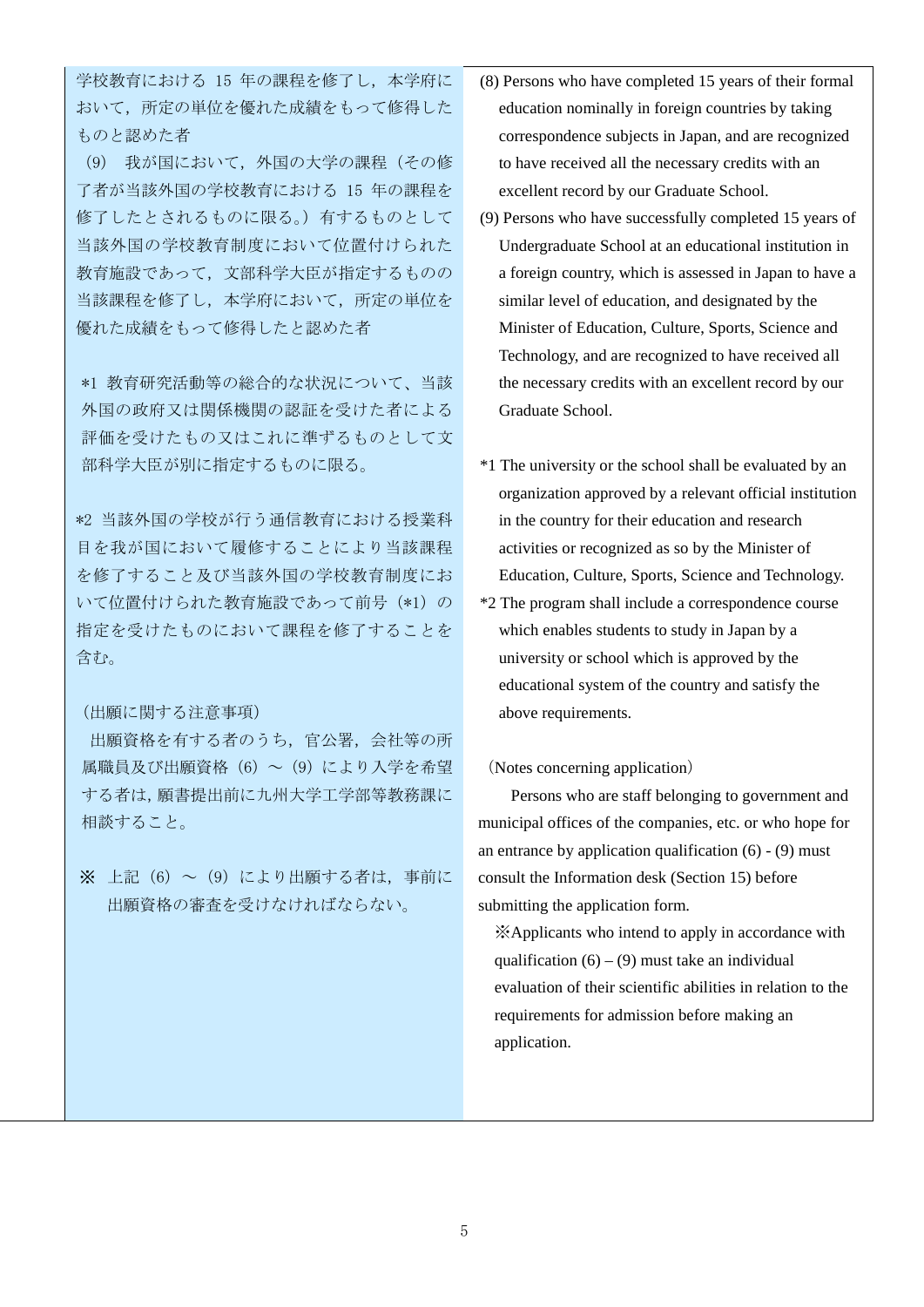学校教育における 15 年の課程を修了し，本学府において，所定の単位を優れた成績をもって修得したものと認めた者

（9） 我が国において，外国の大学の課程（その修了者が当該外国の学校教育における 15 年の課程を修了したとされるものに限る。）有するものとして当該外国の学校教育制度において位置付けられた教育施設であって，文部科学大臣が指定するものの当該課程を修了し，本学府において，所定の単位を優れた成績をもって修得したと認めた者

*1 教育研究活動等の総合的な状況について、当該外国の政府又は関係機関の認証を受けた者による評価を受けたもの又はこれに準ずるものとして文部科学大臣が別に指定するものに限る。

*2 当該外国の学校が行う通信教育における授業科目を我が国において履修することにより当該課程を修了すること及び当該外国の学校教育制度において位置付けられた教育施設であって前号（*1）の指定を受けたものにおいて課程を修了することを含む。

（出願に関する注意事項）

出願資格を有する者のうち，官公署，会社等の所属職員及び出願資格（6）～（9）により入学を希望する者は，願書提出前に九州大学工学部等教務課に相談すること。

※ 上記（6）～（9）により出願する者は，事前に出願資格の審査を受けなければならない。

(8) Persons who have completed 15 years of their formal education nominally in foreign countries by taking correspondence subjects in Japan, and are recognized to have received all the necessary credits with an excellent record by our Graduate School.

(9) Persons who have successfully completed 15 years of Undergraduate School at an educational institution in a foreign country, which is assessed in Japan to have a similar level of education, and designated by the Minister of Education, Culture, Sports, Science and Technology, and are recognized to have received all the necessary credits with an excellent record by our Graduate School.

*1 The university or the school shall be evaluated by an organization approved by a relevant official institution in the country for their education and research activities or recognized as so by the Minister of Education, Culture, Sports, Science and Technology.

*2 The program shall include a correspondence course which enables students to study in Japan by a university or school which is approved by the educational system of the country and satisfy the above requirements.

（Notes concerning application）

Persons who are staff belonging to government and municipal offices of the companies, etc. or who hope for an entrance by application qualification (6) - (9) must consult the Information desk (Section 15) before submitting the application form.

※Applicants who intend to apply in accordance with qualification (6) – (9) must take an individual evaluation of their scientific abilities in relation to the requirements for admission before making an application.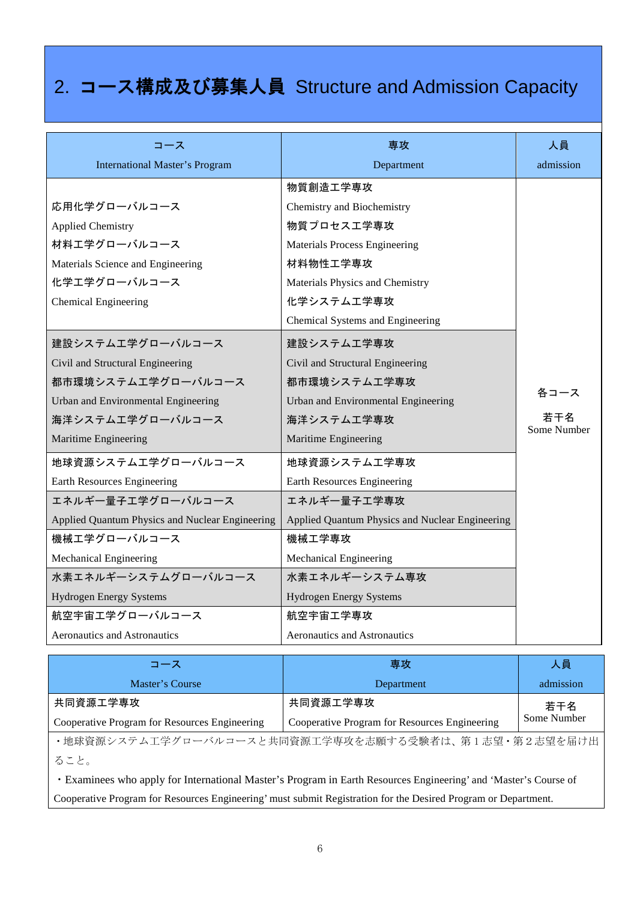## 2. コース構成及び募集人員 Structure and Admission Capacity

| コース<br>International Master’s Program | 専攻<br>Department | 人員<br>admission |
|---|---|---|
| 応用化学グローバルコース<br>Applied Chemistry<br>材料工学グローバルコース<br>Materials Science and Engineering<br>化学工学グローバルコース<br>Chemical Engineering | 物質創造工学専攻<br>Chemistry and Biochemistry<br>物質プロセス工学専攻<br>Materials Process Engineering<br>材料物性工学専攻<br>Materials Physics and Chemistry<br>化学システム工学専攻<br>Chemical Systems and Engineering | 各コース<br>若干名<br>Some Number |
| 建設システム工学グローバルコース<br>Civil and Structural Engineering<br>都市環境システム工学グローバルコース<br>Urban and Environmental Engineering<br>海洋システム工学グローバルコース<br>Maritime Engineering | 建設システム工学専攻<br>Civil and Structural Engineering<br>都市環境システム工学専攻<br>Urban and Environmental Engineering<br>海洋システム工学専攻<br>Maritime Engineering | |
| 地球資源システム工学グローバルコース<br>Earth Resources Engineering | 地球資源システム工学専攻<br>Earth Resources Engineering | |
| エネルギー量子工学グローバルコース<br>Applied Quantum Physics and Nuclear Engineering | エネルギー量子工学専攻<br>Applied Quantum Physics and Nuclear Engineering | |
| 機械工学グローバルコース<br>Mechanical Engineering | 機械工学専攻<br>Mechanical Engineering | |
| 水素エネルギーシステムグローバルコース<br>Hydrogen Energy Systems | 水素エネルギーシステム専攻<br>Hydrogen Energy Systems | |
| 航空宇宙工学グローバルコース<br>Aeronautics and Astronautics | 航空宇宙工学専攻<br>Aeronautics and Astronautics | |

| コース<br>Master’s Course | 専攻<br>Department | 人員<br>admission |
|---|---|---|
| 共同資源工学専攻<br>Cooperative Program for Resources Engineering | 共同資源工学専攻<br>Cooperative Program for Resources Engineering | 若干名<br>Some Number |

・地球資源システム工学グローバルコースと共同資源工学専攻を志願する受験者は、第１志望・第２志望を届け出ること。

・Examinees who apply for International Master’s Program in Earth Resources Engineering’ and ‘Master’s Course of Cooperative Program for Resources Engineering’ must submit Registration for the Desired Program or Department.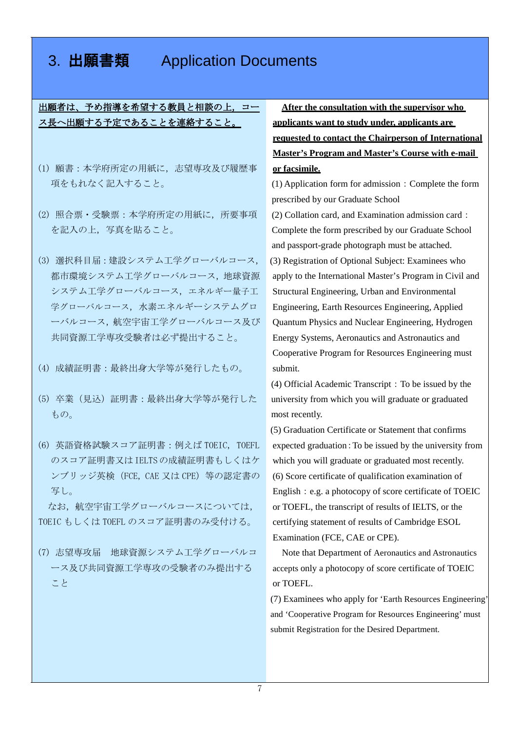# 3. 出願書類　　Application Documents

<u>出願者は，予め指導を希望する教員と相談の上，コース長へ出願する予定であることを連絡すること。</u>

(1) 願書：本学府所定の用紙に，志望専攻及び履歴事項をもれなく記入すること。

(2) 照合票・受験票：本学府所定の用紙に，所要事項を記入の上，写真を貼ること。

(3) 選択科目届：建設システム工学グローバルコース，都市環境システム工学グローバルコース，地球資源システム工学グローバルコース，エネルギー量子工学グローバルコース，水素エネルギーシステムグローバルコース，航空宇宙工学グローバルコース及び共同資源工学専攻受験者は必ず提出すること。

(4) 成績証明書：最終出身大学等が発行したもの。

(5) 卒業（見込）証明書：最終出身大学等が発行したもの。

(6) 英語資格試験スコア証明書：例えば TOEIC，TOEFL のスコア証明書又は IELTS の成績証明書もしくはケンブリッジ英検（FCE，CAE 又は CPE）等の認定書の写し。

なお，航空宇宙工学グローバルコースについては，TOEIC もしくは TOEFL のスコア証明書のみ受付ける。

(7) 志望専攻届　地球資源システム工学グローバルコース及び共同資源工学専攻の受験者のみ提出すること

**<u>After the consultation with the supervisor who applicants want to study under, applicants are requested to contact the Chairperson of International Master's Program and Master's Course with e-mail or facsimile.</u>**

(1) Application form for admission：Complete the form prescribed by our Graduate School

(2) Collation card, and Examination admission card：Complete the form prescribed by our Graduate School and passport-grade photograph must be attached.

(3) Registration of Optional Subject: Examinees who apply to the International Master's Program in Civil and Structural Engineering, Urban and Environmental Engineering, Earth Resources Engineering, Applied Quantum Physics and Nuclear Engineering, Hydrogen Energy Systems, Aeronautics and Astronautics and Cooperative Program for Resources Engineering must submit.

(4) Official Academic Transcript：To be issued by the university from which you will graduate or graduated most recently.

(5) Graduation Certificate or Statement that confirms expected graduation：To be issued by the university from which you will graduate or graduated most recently.

(6) Score certificate of qualification examination of English：e.g. a photocopy of score certificate of TOEIC or TOEFL, the transcript of results of IELTS, or the certifying statement of results of Cambridge ESOL Examination (FCE, CAE or CPE).

Note that Department of Aeronautics and Astronautics accepts only a photocopy of score certificate of TOEIC or TOEFL.

(7) Examinees who apply for 'Earth Resources Engineering' and 'Cooperative Program for Resources Engineering' must submit Registration for the Desired Department.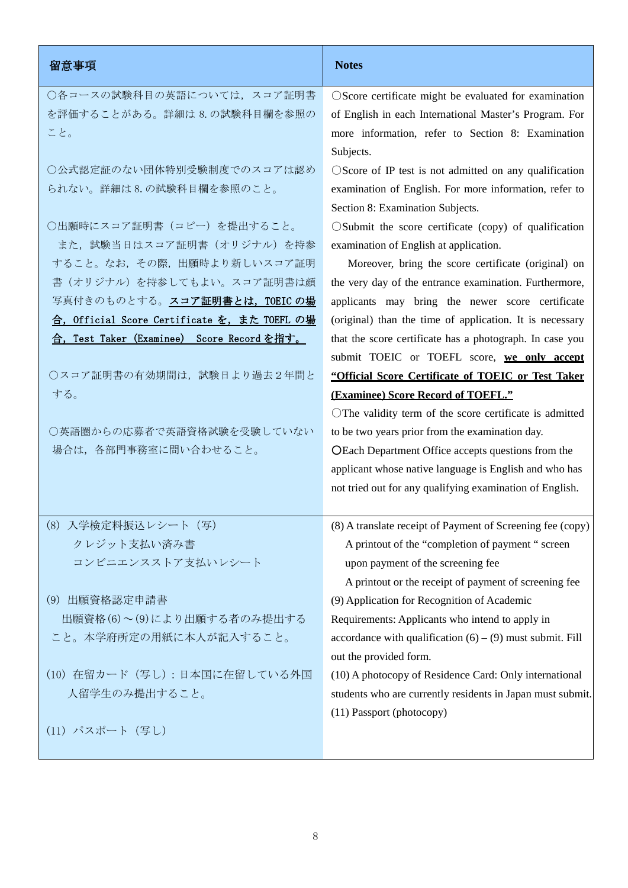| 留意事項 | Notes |
| --- | --- |
| ○各コースの試験科目の英語については，スコア証明書を評価することがある。詳細は 8. の試験科目欄を参照のこと。<br><br>○公式認定証のない団体特別受験制度でのスコアは認められない。詳細は 8. の試験科目欄を参照のこと。<br><br>○出願時にスコア証明書（コピー）を提出すること。<br>また，試験当日はスコア証明書（オリジナル）を持参すること。なお，その際，出願時より新しいスコア証明書（オリジナル）を持参してもよい。スコア証明書は顔写真付きのものとする。**<u>スコア証明書とは，TOEIC の場合，Official Score Certificate を，また TOEFL の場合，Test Taker (Examinee)　Score Record を指す。</u>**<br><br>○スコア証明書の有効期間は，試験日より過去２年間とする。<br><br>○英語圏からの応募者で英語資格試験を受験していない場合は，各部門事務室に問い合わせること。 | ○Score certificate might be evaluated for examination of English in each International Master's Program. For more information, refer to Section 8: Examination Subjects.<br>○Score of IP test is not admitted on any qualification examination of English. For more information, refer to Section 8: Examination Subjects.<br>○Submit the score certificate (copy) of qualification examination of English at application.<br>Moreover, bring the score certificate (original) on the very day of the entrance examination. Furthermore, applicants may bring the newer score certificate (original) than the time of application. It is necessary that the score certificate has a photograph. In case you submit TOEIC or TOEFL score, **<u>we only accept "Official Score Certificate of TOEIC or Test Taker (Examinee) Score Record of TOEFL."</u>**<br>○The validity term of the score certificate is admitted to be two years prior from the examination day.<br>○Each Department Office accepts questions from the applicant whose native language is English and who has not tried out for any qualifying examination of English. |
| (8) 入学検定料振込レシート（写）<br>クレジット支払い済み書<br>コンビニエンスストア支払いレシート<br><br>(9) 出願資格認定申請書<br>出願資格(6)～(9)により出願する者のみ提出すること。本学府所定の用紙に本人が記入すること。<br><br>(10) 在留カード（写し）：日本国に在留している外国人留学生のみ提出すること。<br><br>(11) パスポート（写し） | (8) A translate receipt of Payment of Screening fee (copy)<br>A printout of the "completion of payment " screen upon payment of the screening fee<br>A printout or the receipt of payment of screening fee<br>(9) Application for Recognition of Academic Requirements: Applicants who intend to apply in accordance with qualification (6) – (9) must submit. Fill out the provided form.<br>(10) A photocopy of Residence Card: Only international students who are currently residents in Japan must submit.<br>(11) Passport (photocopy) |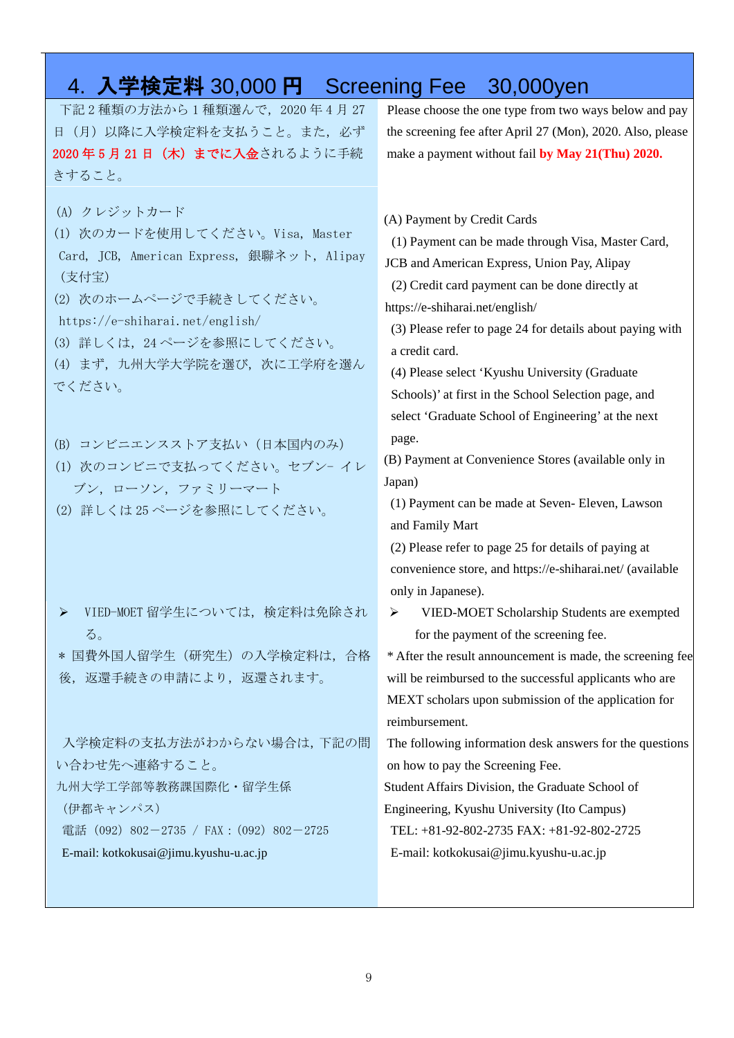## 4. 入学検定料 30,000 円　Screening Fee　30,000yen

下記２種類の方法から１種類選んで，2020 年４月 27 日（月）以降に入学検定料を支払うこと。また，必ず **2020 年５月 21 日（木）までに入金**されるように手続きすること。

（A）クレジットカード

(1) 次のカードを使用してください。Visa，Master Card，JCB，American Express，銀聯ネット，Alipay（支付宝）

(2) 次のホームページで手続きしてください。
https://e-shiharai.net/english/

(3) 詳しくは，24 ページを参照にしてください。

(4) まず，九州大学大学院を選び，次に工学府を選んでください。

（B）コンビニエンスストア支払い（日本国内のみ）

(1) 次のコンビニで支払ってください。セブン- イレブン，ローソン，ファミリーマート

(2) 詳しくは 25 ページを参照にしてください。

➢ VIED-MOET 留学生については，検定料は免除される。

＊国費外国人留学生（研究生）の入学検定料は，合格後，返還手続きの申請により，返還されます。

入学検定料の支払方法がわからない場合は，下記の問い合わせ先へ連絡すること。

九州大学工学部等教務課国際化・留学生係
（伊都キャンパス）
電話（092）802－2735 / FAX：(092）802－2725
E-mail: kotkokusai@jimu.kyushu-u.ac.jp

Please choose the one type from two ways below and pay the screening fee after April 27 (Mon), 2020. Also, please make a payment without fail **by May 21(Thu) 2020.**

(A) Payment by Credit Cards

(1) Payment can be made through Visa, Master Card, JCB and American Express, Union Pay, Alipay

(2) Credit card payment can be done directly at https://e-shiharai.net/english/

(3) Please refer to page 24 for details about paying with a credit card.

(4) Please select 'Kyushu University (Graduate Schools)' at first in the School Selection page, and select 'Graduate School of Engineering' at the next page.

(B) Payment at Convenience Stores (available only in Japan)

(1) Payment can be made at Seven- Eleven, Lawson and Family Mart

(2) Please refer to page 25 for details of paying at convenience store, and https://e-shiharai.net/ (available only in Japanese).

➢ VIED-MOET Scholarship Students are exempted for the payment of the screening fee.

* After the result announcement is made, the screening fee will be reimbursed to the successful applicants who are MEXT scholars upon submission of the application for reimbursement.

The following information desk answers for the questions on how to pay the Screening Fee.

Student Affairs Division, the Graduate School of Engineering, Kyushu University (Ito Campus)
TEL: +81-92-802-2735 FAX: +81-92-802-2725
E-mail: kotkokusai@jimu.kyushu-u.ac.jp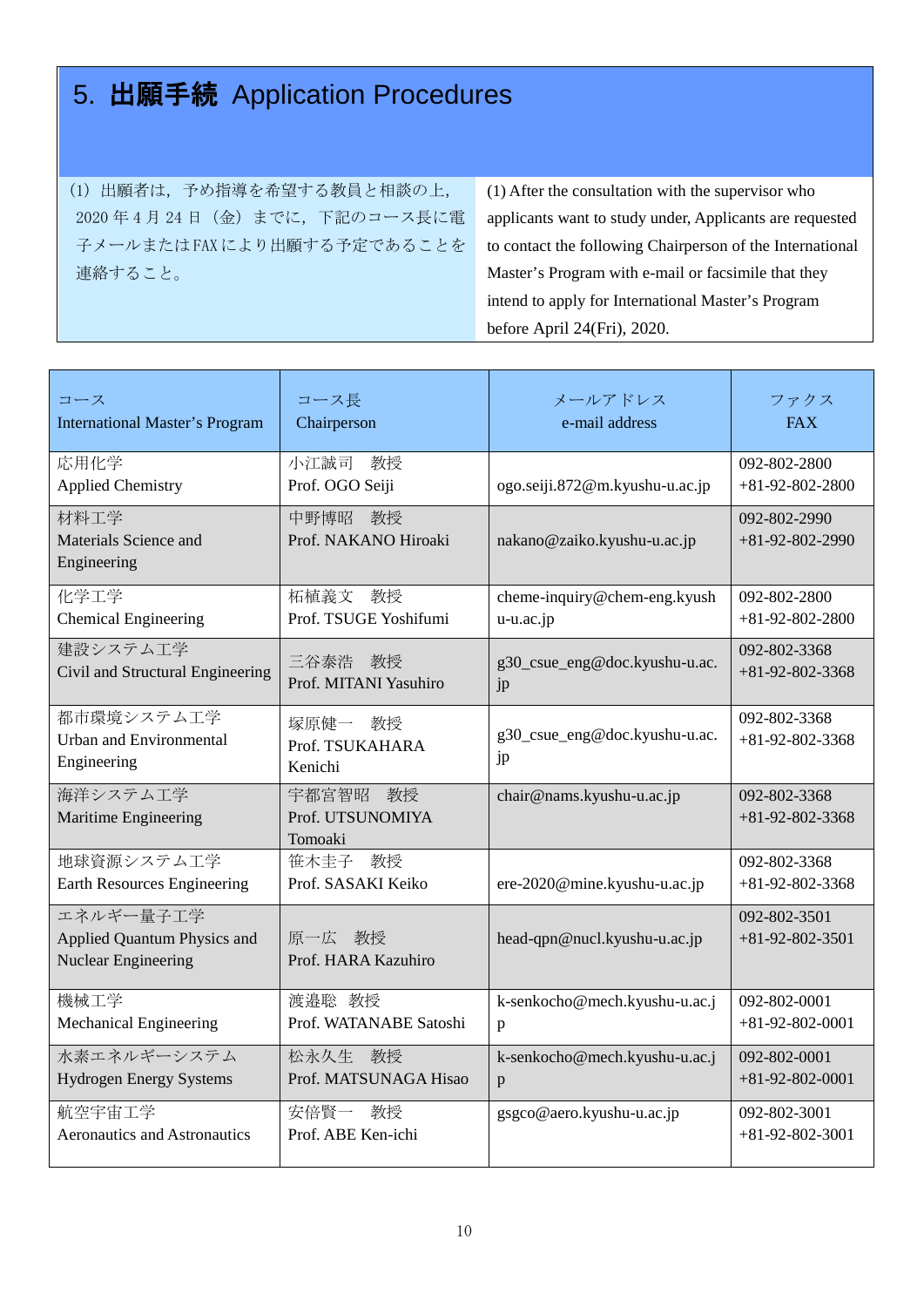# 5. 出願手続 Application Procedures

(1) 出願者は，予め指導を希望する教員と相談の上，2020 年 4 月 24 日（金）までに，下記のコース長に電子メールまたはFAX により出願する予定であることを連絡すること。

(1) After the consultation with the supervisor who applicants want to study under, Applicants are requested to contact the following Chairperson of the International Master's Program with e-mail or facsimile that they intend to apply for International Master's Program before April 24(Fri), 2020.

| コース<br>International Master's Program | コース長<br>Chairperson | メールアドレス<br>e-mail address | ファクス<br>FAX |
|---|---|---|---|
| 応用化学<br>Applied Chemistry | 小江誠司 教授<br>Prof. OGO Seiji | ogo.seiji.872@m.kyushu-u.ac.jp | 092-802-2800<br>+81-92-802-2800 |
| 材料工学<br>Materials Science and Engineering | 中野博昭 教授<br>Prof. NAKANO Hiroaki | nakano@zaiko.kyushu-u.ac.jp | 092-802-2990<br>+81-92-802-2990 |
| 化学工学<br>Chemical Engineering | 柘植義文 教授<br>Prof. TSUGE Yoshifumi | cheme-inquiry@chem-eng.kyushu-u.ac.jp | 092-802-2800<br>+81-92-802-2800 |
| 建設システム工学<br>Civil and Structural Engineering | 三谷泰浩 教授<br>Prof. MITANI Yasuhiro | g30_csue_eng@doc.kyushu-u.ac.jp | 092-802-3368<br>+81-92-802-3368 |
| 都市環境システム工学<br>Urban and Environmental Engineering | 塚原健一 教授<br>Prof. TSUKAHARA Kenichi | g30_csue_eng@doc.kyushu-u.ac.jp | 092-802-3368<br>+81-92-802-3368 |
| 海洋システム工学<br>Maritime Engineering | 宇都宮智昭 教授<br>Prof. UTSUNOMIYA Tomoaki | chair@nams.kyushu-u.ac.jp | 092-802-3368<br>+81-92-802-3368 |
| 地球資源システム工学<br>Earth Resources Engineering | 笹木圭子 教授<br>Prof. SASAKI Keiko | ere-2020@mine.kyushu-u.ac.jp | 092-802-3368<br>+81-92-802-3368 |
| エネルギー量子工学<br>Applied Quantum Physics and Nuclear Engineering | 原一広 教授<br>Prof. HARA Kazuhiro | head-qpn@nucl.kyushu-u.ac.jp | 092-802-3501<br>+81-92-802-3501 |
| 機械工学<br>Mechanical Engineering | 渡邉聡 教授<br>Prof. WATANABE Satoshi | k-senkocho@mech.kyushu-u.ac.jp | 092-802-0001<br>+81-92-802-0001 |
| 水素エネルギーシステム<br>Hydrogen Energy Systems | 松永久生 教授<br>Prof. MATSUNAGA Hisao | k-senkocho@mech.kyushu-u.ac.jp | 092-802-0001<br>+81-92-802-0001 |
| 航空宇宙工学<br>Aeronautics and Astronautics | 安倍賢一 教授<br>Prof. ABE Ken-ichi | gsgco@aero.kyushu-u.ac.jp | 092-802-3001<br>+81-92-802-3001 |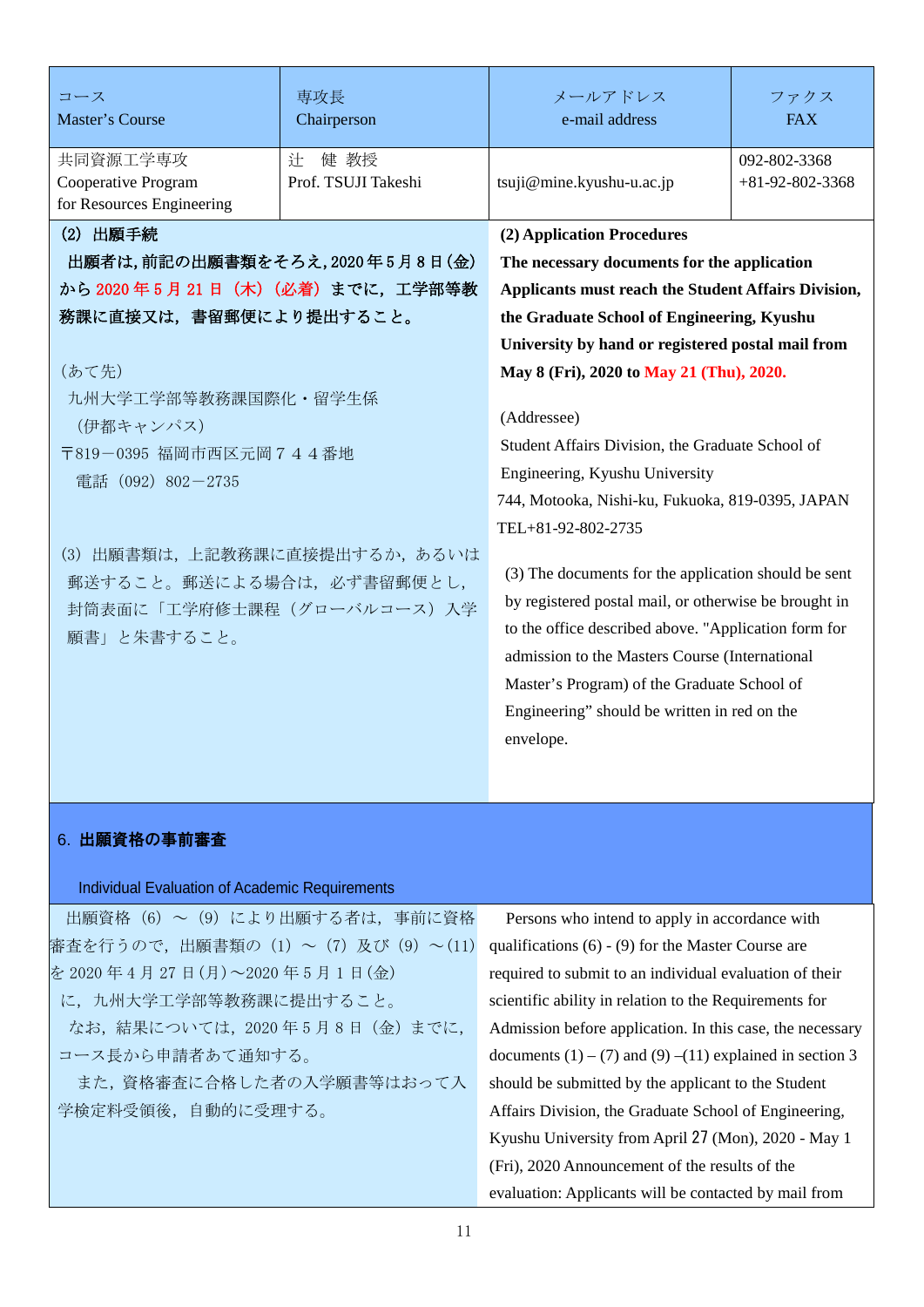| コース<br>Master's Course | 専攻長<br>Chairperson | メールアドレス<br>e-mail address | ファクス<br>FAX |
|---|---|---|---|
| 共同資源工学専攻<br>Cooperative Program for Resources Engineering | 辻　健 教授<br>Prof. TSUJI Takeshi | tsuji@mine.kyushu-u.ac.jp | 092-802-3368<br>+81-92-802-3368 |

**(2) 出願手続**

**出願者は，前記の出願書類をそろえ，2020 年 5 月 8 日（金）から 2020 年 5 月 21 日（木）（必着）までに，工学部等教務課に直接又は，書留郵便により提出すること。**

（あて先）
九州大学工学部等教務課国際化・留学生係
（伊都キャンパス）
〒819－0395 福岡市西区元岡７４４番地
電話（092）802－2735

(3) 出願書類は，上記教務課に直接提出するか，あるいは郵送すること。郵送による場合は，必ず書留郵便とし，封筒表面に「工学府修士課程（グローバルコース）入学願書」と朱書すること。

**(2) Application Procedures**

**The necessary documents for the application Applicants must reach the Student Affairs Division, the Graduate School of Engineering, Kyushu University by hand or registered postal mail from May 8 (Fri), 2020 to May 21 (Thu), 2020.**

(Addressee)
Student Affairs Division, the Graduate School of Engineering, Kyushu University
744, Motooka, Nishi-ku, Fukuoka, 819-0395, JAPAN
TEL+81-92-802-2735

(3) The documents for the application should be sent by registered postal mail, or otherwise be brought in to the office described above. "Application form for admission to the Masters Course (International Master's Program) of the Graduate School of Engineering" should be written in red on the envelope.

## 6. 出願資格の事前審査

Individual Evaluation of Academic Requirements

出願資格（6）～（9）により出願する者は，事前に資格審査を行うので，出願書類の（1）～（7）及び（9）～(11) を 2020 年 4 月 27 日(月)～2020 年 5 月 1 日(金) に，九州大学工学部等教務課に提出すること。

なお，結果については，2020 年 5 月 8 日（金）までに，コース長から申請者あて通知する。

また，資格審査に合格した者の入学願書等はおって入学検定料受領後，自動的に受理する。

Persons who intend to apply in accordance with qualifications (6) - (9) for the Master Course are required to submit to an individual evaluation of their scientific ability in relation to the Requirements for Admission before application. In this case, the necessary documents (1) – (7) and (9) –(11) explained in section 3 should be submitted by the applicant to the Student Affairs Division, the Graduate School of Engineering, Kyushu University from April 27 (Mon), 2020 - May 1 (Fri), 2020 Announcement of the results of the evaluation: Applicants will be contacted by mail from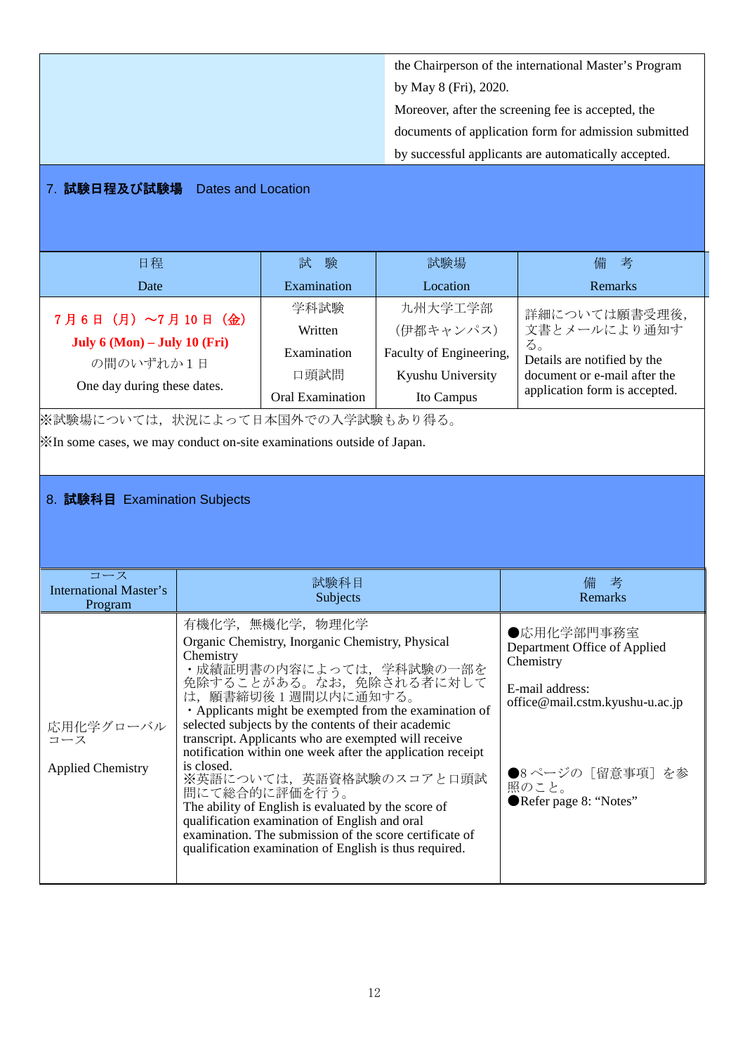| | |
|---|---|
| | the Chairperson of the international Master's Program by May 8 (Fri), 2020. Moreover, after the screening fee is accepted, the documents of application form for admission submitted by successful applicants are automatically accepted. |

## 7. **試験日程及び試験場**　Dates and Location

| 日程 Date | 試　験 Examination | 試験場 Location | 備　考 Remarks |
|---|---|---|---|
| **7 月 6 日（月）～7 月 10 日（金）** **July 6 (Mon) – July 10 (Fri)** の間のいずれか 1 日 One day during these dates. | 学科試験 Written Examination 口頭試問 Oral Examination | 九州大学工学部（伊都キャンパス） Faculty of Engineering, Kyushu University Ito Campus | 詳細については願書受理後，文書とメールにより通知する。 Details are notified by the document or e-mail after the application form is accepted. |

※試験場については，状況によって日本国外での入学試験もあり得る。

※In some cases, we may conduct on-site examinations outside of Japan.

## 8. **試験科目**　Examination Subjects

| コース International Master's Program | 試験科目 Subjects | 備　考 Remarks |
|---|---|---|
| 応用化学グローバルコース Applied Chemistry | 有機化学，無機化学，物理化学 Organic Chemistry, Inorganic Chemistry, Physical Chemistry ・成績証明書の内容によっては，学科試験の一部を免除することがある。なお，免除される者に対しては，願書締切後 1 週間以内に通知する。 ・Applicants might be exempted from the examination of selected subjects by the contents of their academic transcript. Applicants who are exempted will receive notification within one week after the application receipt is closed. ※英語については，英語資格試験のスコアと口頭試問にて総合的に評価を行う。 The ability of English is evaluated by the score of qualification examination of English and oral examination. The submission of the score certificate of qualification examination of English is thus required. | ●応用化学部門事務室 Department Office of Applied Chemistry E-mail address: office@mail.cstm.kyushu-u.ac.jp ●8 ページの［留意事項］を参照のこと。 ●Refer page 8: "Notes" |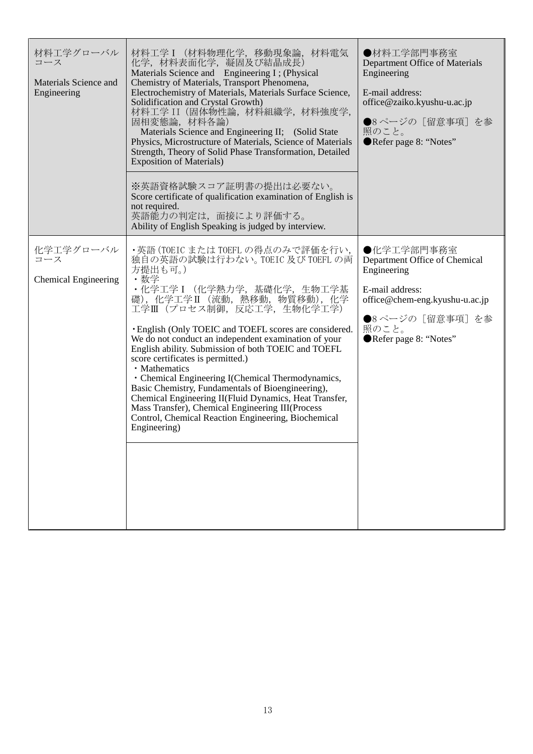| | | |
|---|---|---|
| 材料工学グローバルコース<br><br>Materials Science and Engineering | 材料工学 I （材料物理化学，移動現象論，材料電気化学，材料表面化学，凝固及び結晶成長）<br>Materials Science and Engineering I ; (Physical Chemistry of Materials, Transport Phenomena, Electrochemistry of Materials, Materials Surface Science, Solidification and Crystal Growth)<br>材料工学 II（固体物性論，材料組織学，材料強度学，固相変態論，材料各論）<br>Materials Science and Engineering II; (Solid State Physics, Microstructure of Materials, Science of Materials Strength, Theory of Solid Phase Transformation, Detailed Exposition of Materials)<br><br>※英語資格試験スコア証明書の提出は必要ない。<br>Score certificate of qualification examination of English is not required.<br>英語能力の判定は，面接により評価する。<br>Ability of English Speaking is judged by interview. | ●材料工学部門事務室<br>Department Office of Materials Engineering<br><br>E-mail address:<br>office@zaiko.kyushu-u.ac.jp<br><br>●8 ページの［留意事項］を参照のこと。<br>●Refer page 8: "Notes" |
| 化学工学グローバルコース<br><br>Chemical Engineering | ・英語（TOEIC または TOEFL の得点のみで評価を行い，独自の英語の試験は行わない。TOEIC 及び TOEFL の両方提出も可。）<br>・数学<br>・化学工学Ⅰ（化学熱力学，基礎化学，生物工学基礎），化学工学Ⅱ（流動，熱移動，物質移動），化学工学Ⅲ（プロセス制御，反応工学，生物化学工学）<br><br>・English (Only TOEIC and TOEFL scores are considered. We do not conduct an independent examination of your English ability. Submission of both TOEIC and TOEFL score certificates is permitted.)<br>・Mathematics<br>・Chemical Engineering I(Chemical Thermodynamics, Basic Chemistry, Fundamentals of Bioengineering), Chemical Engineering II(Fluid Dynamics, Heat Transfer, Mass Transfer), Chemical Engineering III(Process Control, Chemical Reaction Engineering, Biochemical Engineering) | ●化学工学部門事務室<br>Department Office of Chemical Engineering<br><br>E-mail address:<br>office@chem-eng.kyushu-u.ac.jp<br><br>●8 ページの［留意事項］を参照のこと。<br>●Refer page 8: "Notes" |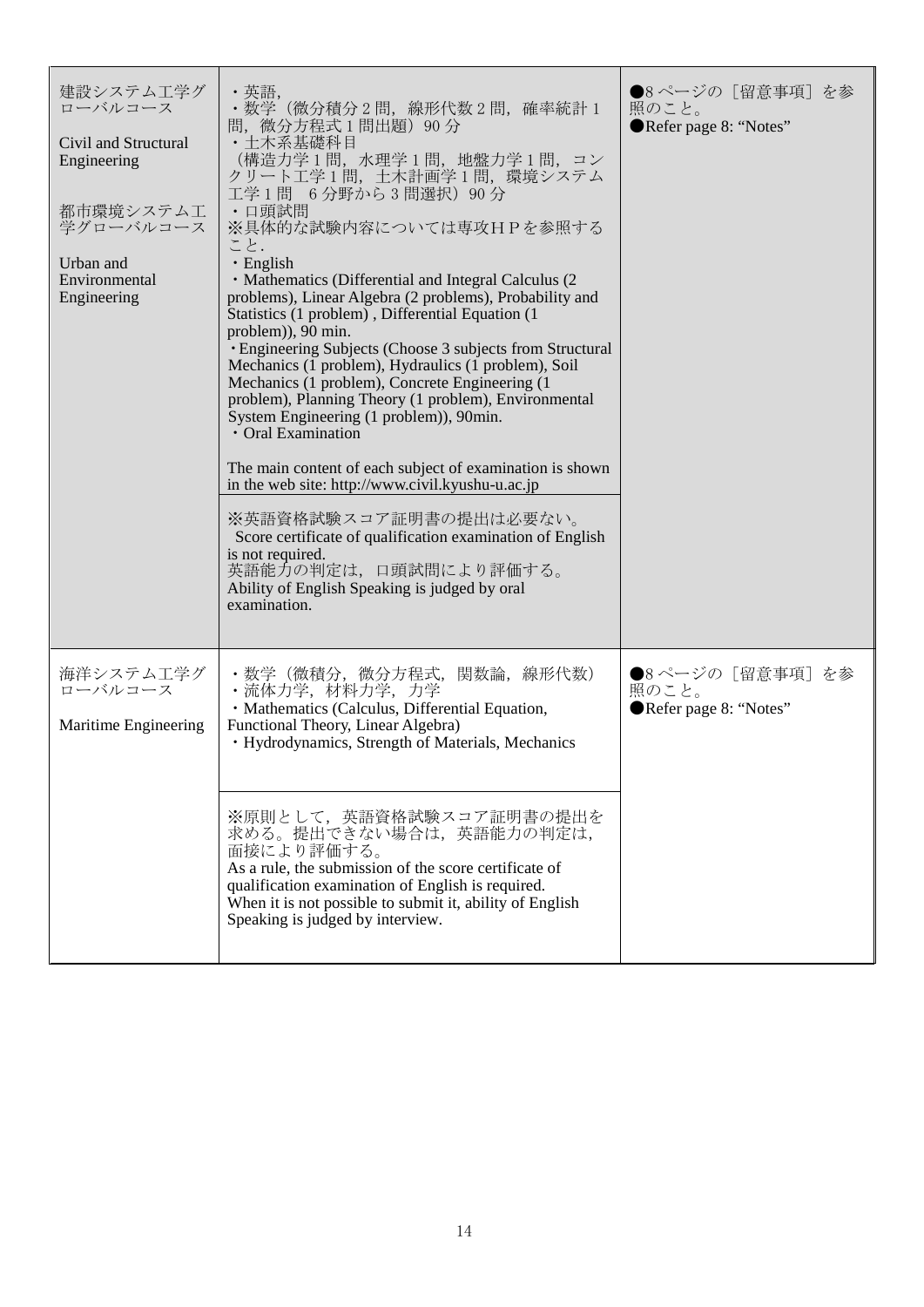| | | |
|---|---|---|
| 建設システム工学グローバルコース<br><br>Civil and Structural Engineering<br><br>都市環境システム工学グローバルコース<br><br>Urban and Environmental Engineering | ・英語，<br>・数学（微分積分２問，線形代数２問，確率統計１問，微分方程式１問出題）90 分<br>・土木系基礎科目<br>（構造力学１問，水理学１問，地盤力学１問，コンクリート工学１問，土木計画学１問，環境システム工学１問　６分野から３問選択）90 分<br>・口頭試問<br>※具体的な試験内容については専攻ＨＰを参照すること．<br>・English<br>・Mathematics (Differential and Integral Calculus (2 problems), Linear Algebra (2 problems), Probability and Statistics (1 problem) , Differential Equation (1 problem)), 90 min.<br>・Engineering Subjects (Choose 3 subjects from Structural Mechanics (1 problem), Hydraulics (1 problem), Soil Mechanics (1 problem), Concrete Engineering (1 problem), Planning Theory (1 problem), Environmental System Engineering (1 problem)), 90min.<br>・Oral Examination<br><br>The main content of each subject of examination is shown in the web site: http://www.civil.kyushu-u.ac.jp | ●8 ページの［留意事項］を参照のこと。<br>●Refer page 8: "Notes" |
| | ※英語資格試験スコア証明書の提出は必要ない。<br>Score certificate of qualification examination of English is not required.<br>英語能力の判定は，口頭試問により評価する。<br>Ability of English Speaking is judged by oral examination. | |
| 海洋システム工学グローバルコース<br><br>Maritime Engineering | ・数学（微積分，微分方程式，関数論，線形代数）<br>・流体力学，材料力学，力学<br>・Mathematics (Calculus, Differential Equation, Functional Theory, Linear Algebra)<br>・Hydrodynamics, Strength of Materials, Mechanics | ●8 ページの［留意事項］を参照のこと。<br>●Refer page 8: "Notes" |
| | ※原則として，英語資格試験スコア証明書の提出を求める。提出できない場合は，英語能力の判定は，面接により評価する。<br>As a rule, the submission of the score certificate of qualification examination of English is required.<br>When it is not possible to submit it, ability of English Speaking is judged by interview. | |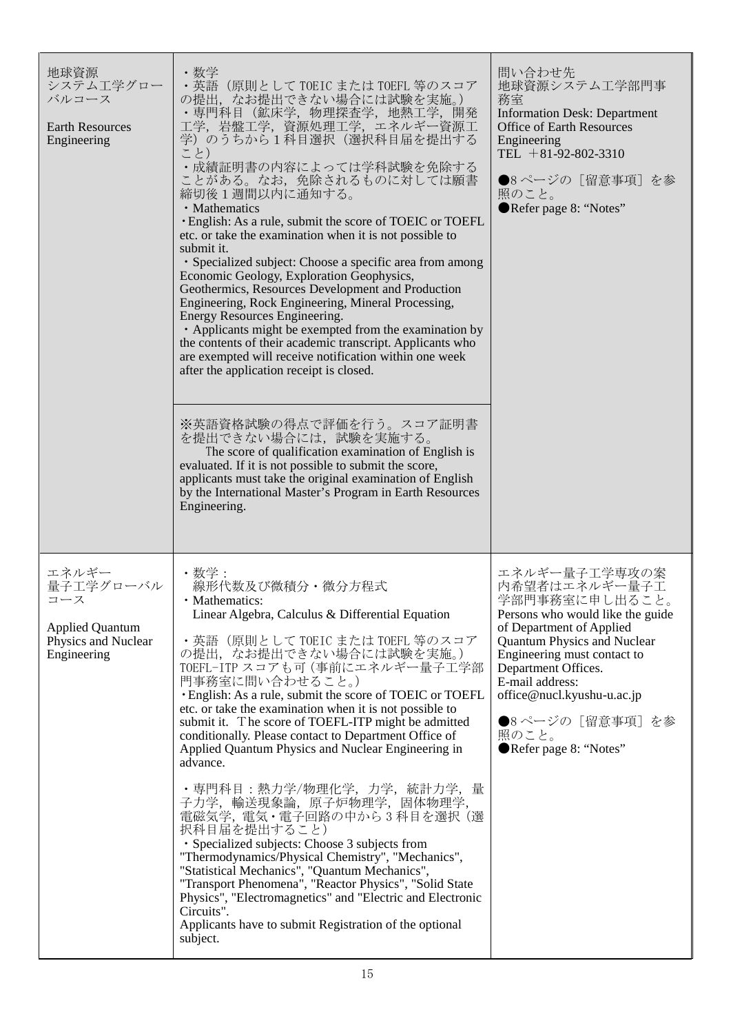| | | |
|---|---|---|
| 地球資源システム工学グローバルコース<br><br>Earth Resources Engineering | ・数学<br>・英語（原則として TOEIC または TOEFL 等のスコアの提出，なお提出できない場合には試験を実施。）<br>・専門科目（鉱床学，物理探査学，地熱工学，開発工学，岩盤工学，資源処理工学，エネルギー資源工学）のうちから１科目選択（選択科目届を提出すること）<br>・成績証明書の内容によっては学科試験を免除することがある。なお，免除されるものに対しては願書締切後１週間以内に通知する。<br>・Mathematics<br>・English: As a rule, submit the score of TOEIC or TOEFL etc. or take the examination when it is not possible to submit it.<br>・Specialized subject: Choose a specific area from among Economic Geology, Exploration Geophysics, Geothermics, Resources Development and Production Engineering, Rock Engineering, Mineral Processing, Energy Resources Engineering.<br>・Applicants might be exempted from the examination by the contents of their academic transcript. Applicants who are exempted will receive notification within one week after the application receipt is closed.<br><br>※英語資格試験の得点で評価を行う。スコア証明書を提出できない場合には，試験を実施する。<br>The score of qualification examination of English is evaluated. If it is not possible to submit the score, applicants must take the original examination of English by the International Master's Program in Earth Resources Engineering. | 問い合わせ先<br>地球資源システム工学部門事務室<br>Information Desk: Department Office of Earth Resources Engineering<br>TEL ＋81-92-802-3310<br><br>●8 ページの［留意事項］を参照のこと。<br>●Refer page 8: "Notes" |
| エネルギー量子工学グローバルコース<br><br>Applied Quantum Physics and Nuclear Engineering | ・数学：<br>線形代数及び微積分・微分方程式<br>・Mathematics:<br>Linear Algebra, Calculus & Differential Equation<br><br>・英語（原則として TOEIC または TOEFL 等のスコアの提出，なお提出できない場合には試験を実施。）TOEFL-ITP スコアも可（事前にエネルギー量子工学部門事務室に問い合わせること。）<br>・English: As a rule, submit the score of TOEIC or TOEFL etc. or take the examination when it is not possible to submit it. The score of TOEFL-ITP might be admitted conditionally. Please contact to Department Office of Applied Quantum Physics and Nuclear Engineering in advance.<br><br>・専門科目：熱力学/物理化学，力学，統計力学，量子力学，輸送現象論，原子炉物理学，固体物理学，電磁気学，電気・電子回路の中から３科目を選択（選択科目届を提出すること）<br>・Specialized subjects: Choose 3 subjects from "Thermodynamics/Physical Chemistry", "Mechanics", "Statistical Mechanics", "Quantum Mechanics", "Transport Phenomena", "Reactor Physics", "Solid State Physics", "Electromagnetics" and "Electric and Electronic Circuits".<br>Applicants have to submit Registration of the optional subject. | エネルギー量子工学専攻の案内希望者はエネルギー量子工学部門事務室に申し出ること。<br>Persons who would like the guide of Department of Applied Quantum Physics and Nuclear Engineering must contact to Department Offices.<br>E-mail address:<br>office@nucl.kyushu-u.ac.jp<br><br>●8 ページの［留意事項］を参照のこと。<br>●Refer page 8: "Notes" |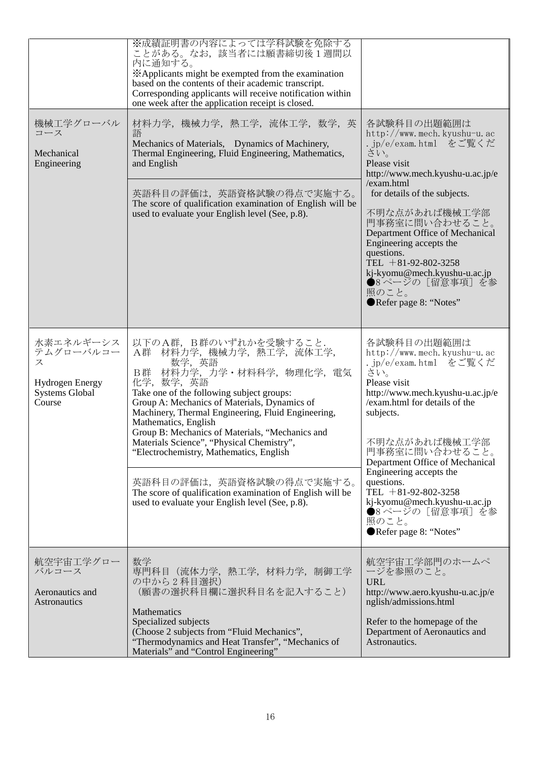| | | |
|---|---|---|
| | ※成績証明書の内容によっては学科試験を免除することがある。なお，該当者には願書締切後１週間以内に通知する。<br>※Applicants might be exempted from the examination based on the contents of their academic transcript. Corresponding applicants will receive notification within one week after the application receipt is closed. | |
| 機械工学グローバルコース<br><br>Mechanical Engineering | 材料力学，機械力学，熱工学，流体工学，数学，英語<br>Mechanics of Materials,　Dynamics of Machinery, Thermal Engineering, Fluid Engineering, Mathematics, and English<br><br>英語科目の評価は，英語資格試験の得点で実施する。<br>The score of qualification examination of English will be used to evaluate your English level (See, p.8). | 各試験科目の出題範囲は http://www.mech.kyushu-u.ac.jp/e/exam.html をご覧ください。<br>Please visit http://www.mech.kyushu-u.ac.jp/e/exam.html for details of the subjects.<br><br>不明な点があれば機械工学部門事務室に問い合わせること。<br>Department Office of Mechanical Engineering accepts the questions.<br>TEL ＋81-92-802-3258<br>kj-kyomu@mech.kyushu-u.ac.jp<br>●8 ページの［留意事項］を参照のこと。<br>●Refer page 8: "Notes" |
| 水素エネルギーシステムグローバルコース<br><br>Hydrogen Energy Systems Global Course | 以下のA群，B群のいずれかを受験すること．<br>A群　材料力学，機械力学，熱工学，流体工学，数学，英語<br>B群　材料力学，力学・材料科学，物理化学，電気化学，数学，英語<br>Take one of the following subject groups:<br>Group A: Mechanics of Materials, Dynamics of Machinery, Thermal Engineering, Fluid Engineering, Mathematics, English<br>Group B: Mechanics of Materials, "Mechanics and Materials Science", "Physical Chemistry", "Electrochemistry, Mathematics, English<br><br>英語科目の評価は，英語資格試験の得点で実施する。<br>The score of qualification examination of English will be used to evaluate your English level (See, p.8). | 各試験科目の出題範囲は http://www.mech.kyushu-u.ac.jp/e/exam.html をご覧ください。<br>Please visit http://www.mech.kyushu-u.ac.jp/e/exam.html for details of the subjects.<br><br>不明な点があれば機械工学部門事務室に問い合わせること。<br>Department Office of Mechanical Engineering accepts the questions.<br>TEL ＋81-92-802-3258<br>kj-kyomu@mech.kyushu-u.ac.jp<br>●8 ページの［留意事項］を参照のこと。<br>●Refer page 8: "Notes" |
| 航空宇宙工学グローバルコース<br><br>Aeronautics and Astronautics | 数学<br>専門科目（流体力学，熱工学，材料力学，制御工学の中から２科目選択）<br>（願書の選択科目欄に選択科目名を記入すること）<br><br>Mathematics<br>Specialized subjects<br>(Choose 2 subjects from "Fluid Mechanics", "Thermodynamics and Heat Transfer", "Mechanics of Materials" and "Control Engineering" | 航空宇宙工学部門のホームページを参照のこと。<br>URL<br>http://www.aero.kyushu-u.ac.jp/english/admissions.html<br><br>Refer to the homepage of the Department of Aeronautics and Astronautics. |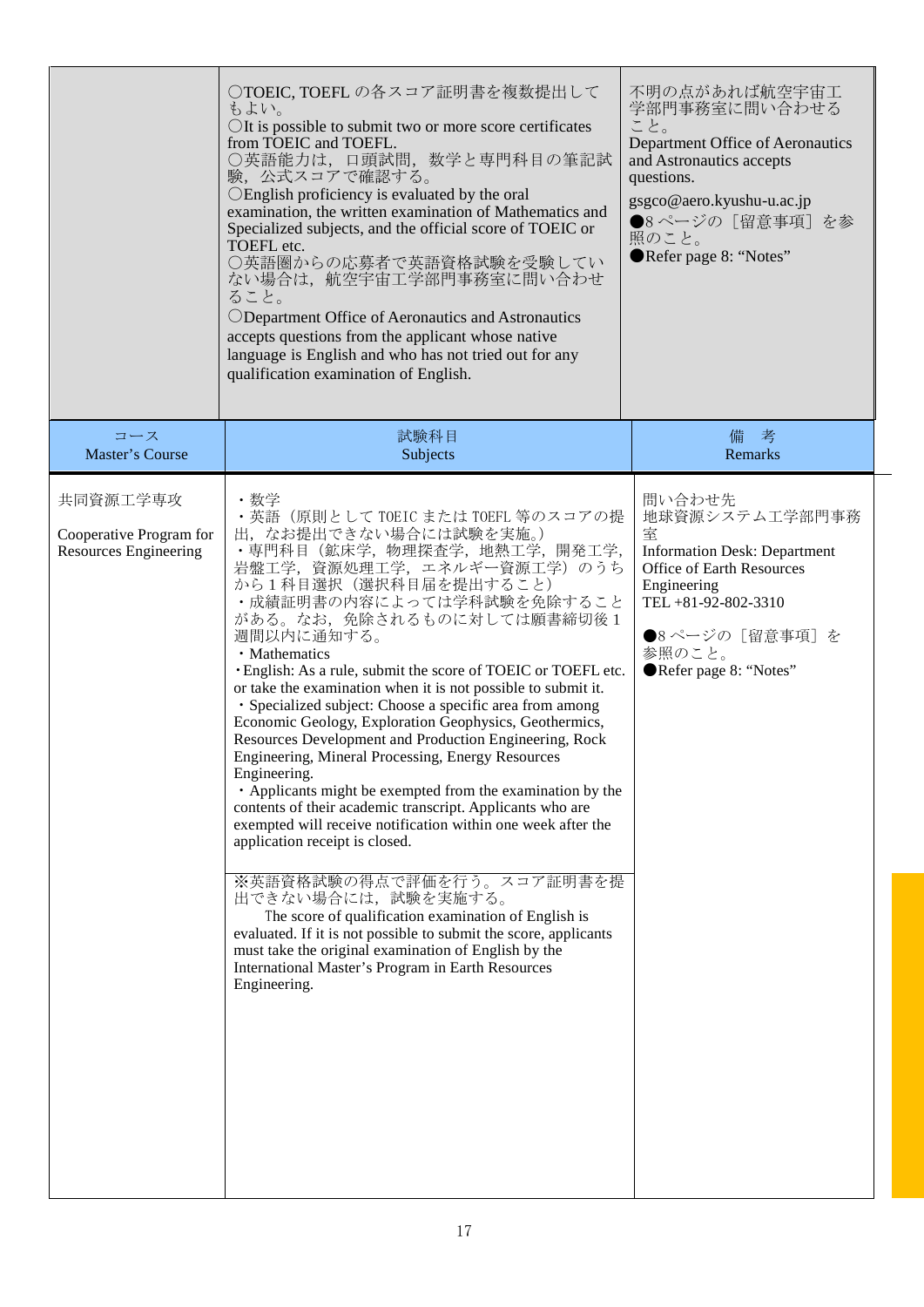| | | |
|---|---|---|
| | ○TOEIC, TOEFL の各スコア証明書を複数提出してもよい。<br>○It is possible to submit two or more score certificates from TOEIC and TOEFL.<br>○英語能力は，口頭試問，数学と専門科目の筆記試験，公式スコアで確認する。<br>○English proficiency is evaluated by the oral examination, the written examination of Mathematics and Specialized subjects, and the official score of TOEIC or TOEFL etc.<br>○英語圏からの応募者で英語資格試験を受験していない場合は，航空宇宙工学部門事務室に問い合わせること。<br>○Department Office of Aeronautics and Astronautics accepts questions from the applicant whose native language is English and who has not tried out for any qualification examination of English. | 不明の点があれば航空宇宙工学部門事務室に問い合わせること。<br>Department Office of Aeronautics and Astronautics accepts questions.<br>gsgco@aero.kyushu-u.ac.jp<br>●8 ページの［留意事項］を参照のこと。<br>●Refer page 8: "Notes" |

| コース<br>Master's Course | 試験科目<br>Subjects | 備　考<br>Remarks |
|---|---|---|
| 共同資源工学専攻<br><br>Cooperative Program for Resources Engineering | ・数学<br>・英語（原則として TOEIC または TOEFL 等のスコアの提出，なお提出できない場合には試験を実施。）<br>・専門科目（鉱床学，物理探査学，地熱工学，開発工学，岩盤工学，資源処理工学，エネルギー資源工学）のうちから１科目選択（選択科目届を提出すること）<br>・成績証明書の内容によっては学科試験を免除することがある。なお，免除されるものに対しては願書締切後１週間以内に通知する。<br>・Mathematics<br>・English: As a rule, submit the score of TOEIC or TOEFL etc. or take the examination when it is not possible to submit it.<br>・Specialized subject: Choose a specific area from among Economic Geology, Exploration Geophysics, Geothermics, Resources Development and Production Engineering, Rock Engineering, Mineral Processing, Energy Resources Engineering.<br>・Applicants might be exempted from the examination by the contents of their academic transcript. Applicants who are exempted will receive notification within one week after the application receipt is closed.<br><br>※英語資格試験の得点で評価を行う。スコア証明書を提出できない場合には，試験を実施する。<br>The score of qualification examination of English is evaluated. If it is not possible to submit the score, applicants must take the original examination of English by the International Master's Program in Earth Resources Engineering. | 問い合わせ先<br>地球資源システム工学部門事務室<br>Information Desk: Department Office of Earth Resources Engineering<br>TEL +81-92-802-3310<br><br>●8 ページの［留意事項］を参照のこと。<br>●Refer page 8: "Notes" |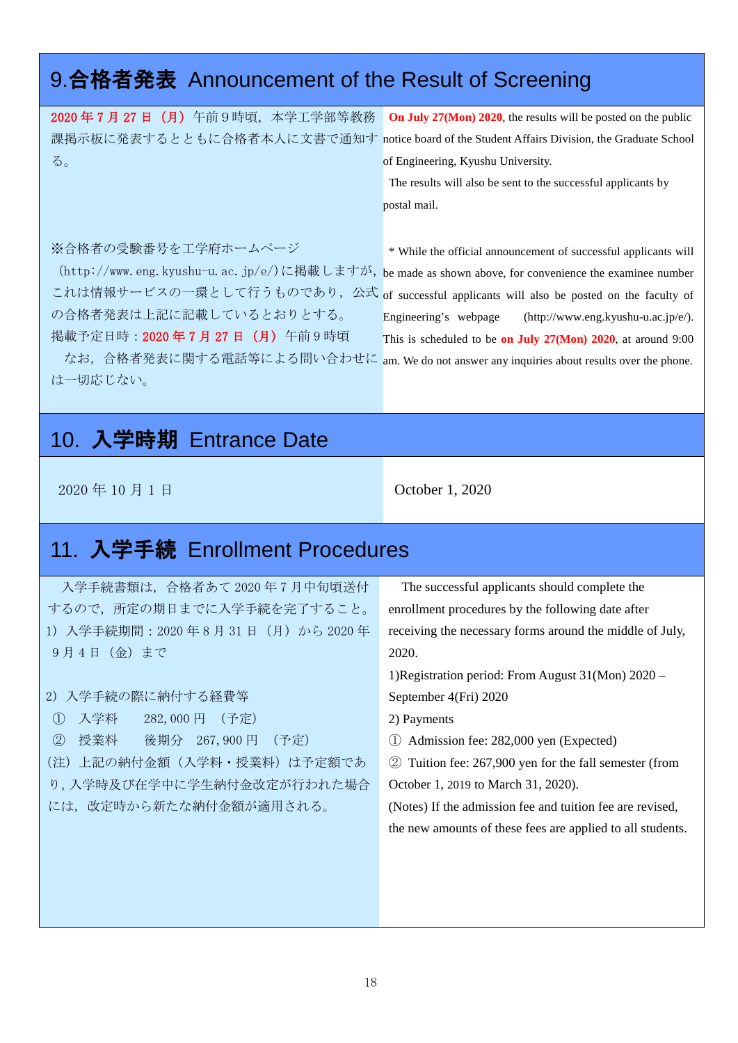## 9.合格者発表 Announcement of the Result of Screening

2020 年 7 月 27 日（月）午前 9 時頃，本学工学部等教務課掲示板に発表するとともに合格者本人に文書で通知する。

**On July 27(Mon) 2020**, the results will be posted on the public notice board of the Student Affairs Division, the Graduate School of Engineering, Kyushu University.

The results will also be sent to the successful applicants by postal mail.

※合格者の受験番号を工学府ホームページ（http://www.eng.kyushu-u.ac.jp/e/）に掲載しますが，これは情報サービスの一環として行うものであり，公式の合格者発表は上記に記載しているとおりとする。

掲載予定日時：2020 年 7 月 27 日（月）午前 9 時頃

なお，合格者発表に関する電話等による問い合わせには一切応じない。

* While the official announcement of successful applicants will be made as shown above, for convenience the examinee number of successful applicants will also be posted on the faculty of Engineering's webpage (http://www.eng.kyushu-u.ac.jp/e/). This is scheduled to be **on July 27(Mon) 2020**, at around 9:00 am. We do not answer any inquiries about results over the phone.

## 10. 入学時期 Entrance Date

2020 年 10 月 1 日

October 1, 2020

## 11. 入学手続 Enrollment Procedures

入学手続書類は，合格者あて 2020 年 7 月中旬頃送付するので，所定の期日までに入学手続を完了すること。

1）入学手続期間：2020 年 8 月 31 日（月）から 2020 年 9 月 4 日（金）まで

2）入学手続の際に納付する経費等

① 入学料　282,000 円　（予定）

② 授業料　後期分　267,900 円　（予定）

（注）上記の納付金額（入学料・授業料）は予定額であり，入学時及び在学中に学生納付金改定が行われた場合には，改定時から新たな納付金額が適用される。

The successful applicants should complete the enrollment procedures by the following date after receiving the necessary forms around the middle of July, 2020.

1)Registration period: From August 31(Mon) 2020 – September 4(Fri) 2020

2) Payments

① Admission fee: 282,000 yen (Expected)

② Tuition fee: 267,900 yen for the fall semester (from October 1, 2019 to March 31, 2020).

(Notes) If the admission fee and tuition fee are revised, the new amounts of these fees are applied to all students.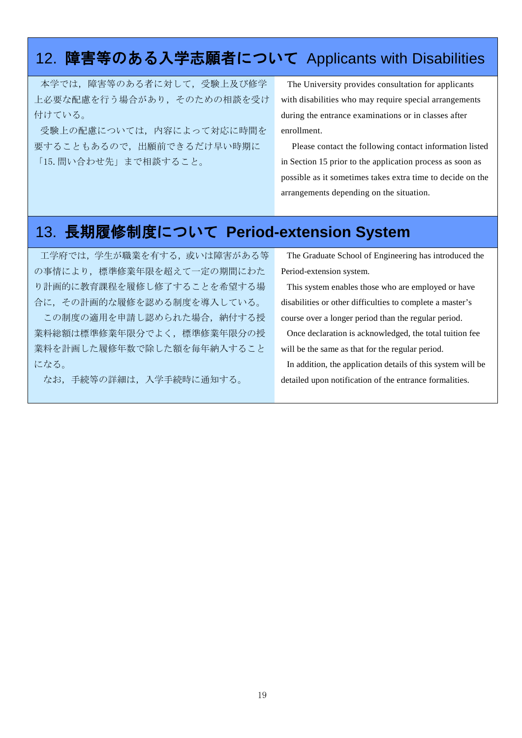## 12. 障害等のある入学志願者について Applicants with Disabilities

本学では，障害等のある者に対して，受験上及び修学上必要な配慮を行う場合があり，そのための相談を受け付けている。

受験上の配慮については，内容によって対応に時間を要することもあるので，出願前できるだけ早い時期に「15. 問い合わせ先」まで相談すること。

The University provides consultation for applicants with disabilities who may require special arrangements during the entrance examinations or in classes after enrollment.

Please contact the following contact information listed in Section 15 prior to the application process as soon as possible as it sometimes takes extra time to decide on the arrangements depending on the situation.

## 13. 長期履修制度について Period-extension System

工学府では，学生が職業を有する，或いは障害がある等の事情により，標準修業年限を超えて一定の期間にわたり計画的に教育課程を履修し修了することを希望する場合に，その計画的な履修を認める制度を導入している。

この制度の適用を申請し認められた場合，納付する授業料総額は標準修業年限分でよく，標準修業年限分の授業料を計画した履修年数で除した額を毎年納入することになる。

なお，手続等の詳細は，入学手続時に通知する。

The Graduate School of Engineering has introduced the Period-extension system.

This system enables those who are employed or have disabilities or other difficulties to complete a master's course over a longer period than the regular period.

Once declaration is acknowledged, the total tuition fee will be the same as that for the regular period.

In addition, the application details of this system will be detailed upon notification of the entrance formalities.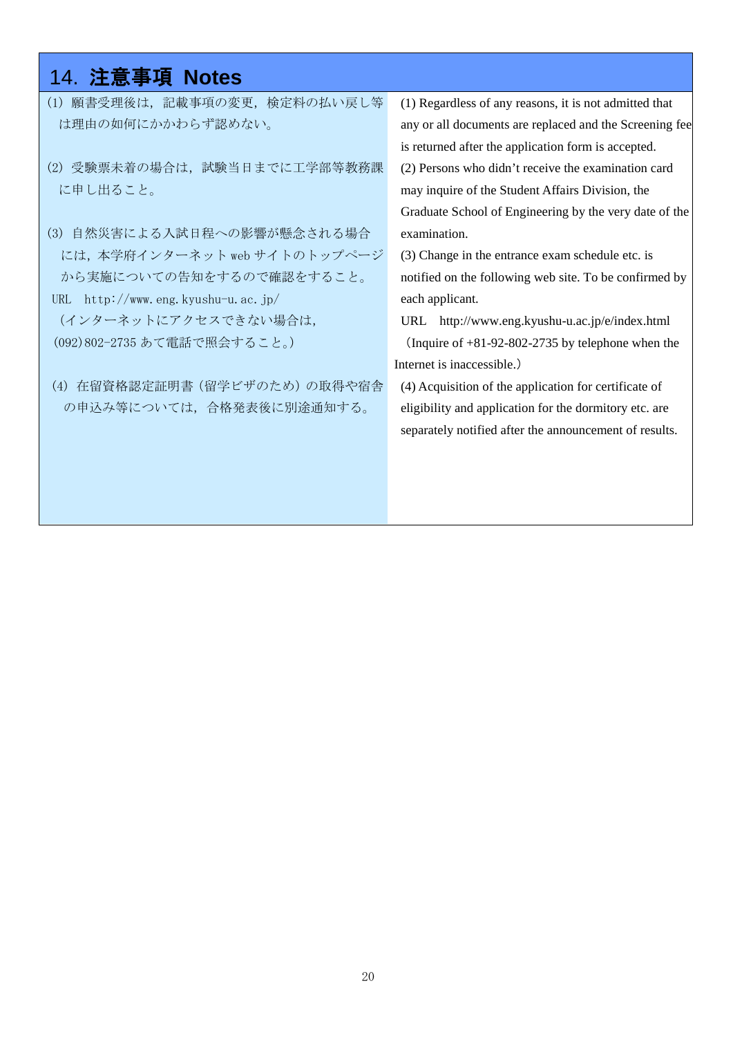## 14. 注意事項 Notes

(1) 願書受理後は，記載事項の変更，検定料の払い戻し等は理由の如何にかかわらず認めない。

(2) 受験票未着の場合は，試験当日までに工学部等教務課に申し出ること。

(3) 自然災害による入試日程への影響が懸念される場合には，本学府インターネット web サイトのトップページから実施についての告知をするので確認をすること。
URL http://www.eng.kyushu-u.ac.jp/
（インターネットにアクセスできない場合は，(092)802-2735 あて電話で照会すること。）

(4) 在留資格認定証明書（留学ビザのため）の取得や宿舎の申込み等については，合格発表後に別途通知する。

(1) Regardless of any reasons, it is not admitted that any or all documents are replaced and the Screening fee is returned after the application form is accepted.

(2) Persons who didn't receive the examination card may inquire of the Student Affairs Division, the Graduate School of Engineering by the very date of the examination.

(3) Change in the entrance exam schedule etc. is notified on the following web site. To be confirmed by each applicant.
URL http://www.eng.kyushu-u.ac.jp/e/index.html
（Inquire of +81-92-802-2735 by telephone when the Internet is inaccessible.）

(4) Acquisition of the application for certificate of eligibility and application for the dormitory etc. are separately notified after the announcement of results.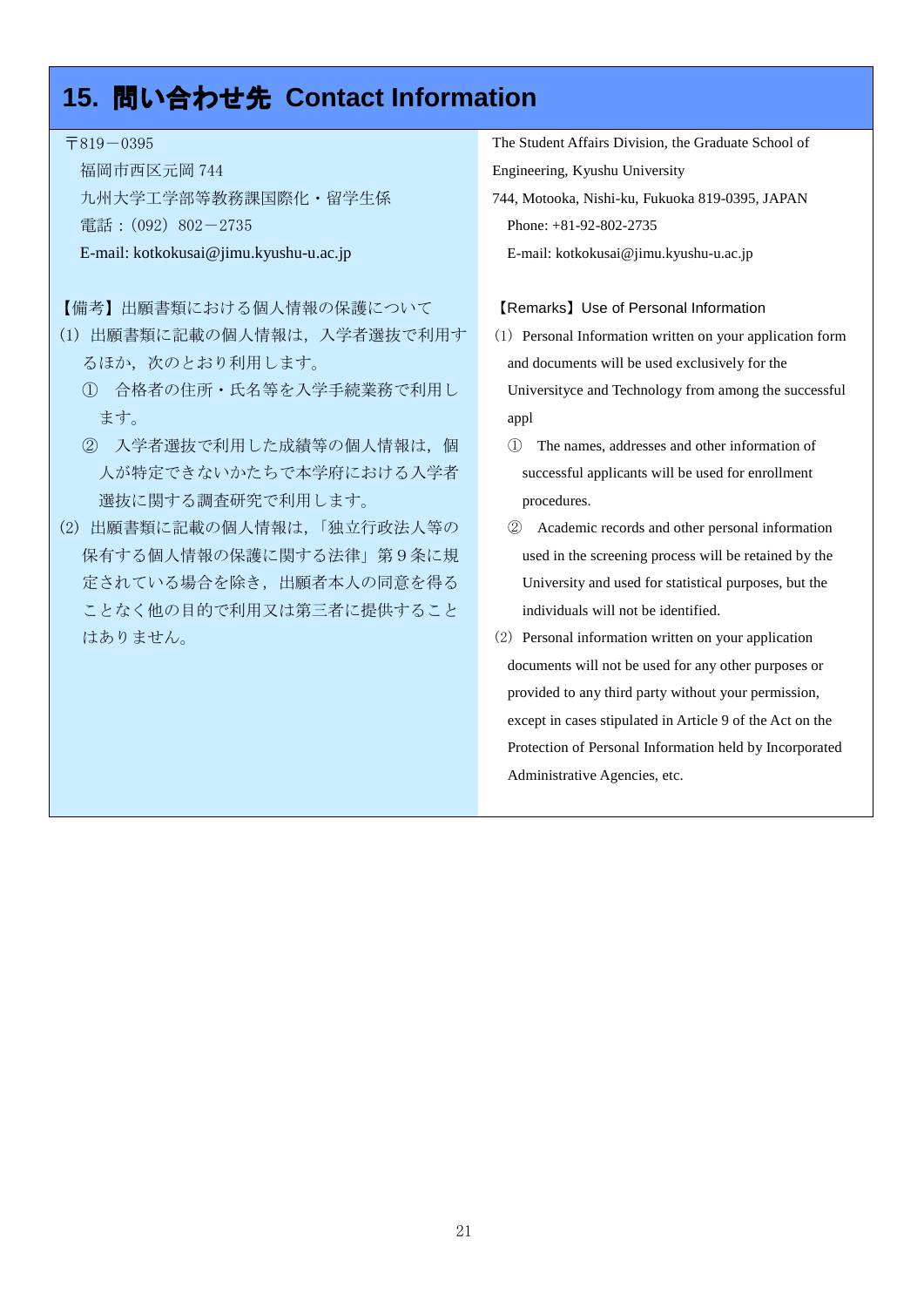## 15. 問い合わせ先 Contact Information

〒819－0395
福岡市西区元岡 744
九州大学工学部等教務課国際化・留学生係
電話：(092) 802－2735
E-mail: kotkokusai@jimu.kyushu-u.ac.jp

【備考】出願書類における個人情報の保護について

(1) 出願書類に記載の個人情報は，入学者選抜で利用するほか，次のとおり利用します。
  ① 合格者の住所・氏名等を入学手続業務で利用します。
  ② 入学者選抜で利用した成績等の個人情報は，個人が特定できないかたちで本学府における入学者選抜に関する調査研究で利用します。

(2) 出願書類に記載の個人情報は，「独立行政法人等の保有する個人情報の保護に関する法律」第９条に規定されている場合を除き，出願者本人の同意を得ることなく他の目的で利用又は第三者に提供することはありません。

The Student Affairs Division, the Graduate School of Engineering, Kyushu University
744, Motooka, Nishi-ku, Fukuoka 819-0395, JAPAN
Phone: +81-92-802-2735
E-mail: kotkokusai@jimu.kyushu-u.ac.jp

【Remarks】Use of Personal Information

(1) Personal Information written on your application form and documents will be used exclusively for the Universityce and Technology from among the successful appl
  ① The names, addresses and other information of successful applicants will be used for enrollment procedures.
  ② Academic records and other personal information used in the screening process will be retained by the University and used for statistical purposes, but the individuals will not be identified.

(2) Personal information written on your application documents will not be used for any other purposes or provided to any third party without your permission, except in cases stipulated in Article 9 of the Act on the Protection of Personal Information held by Incorporated Administrative Agencies, etc.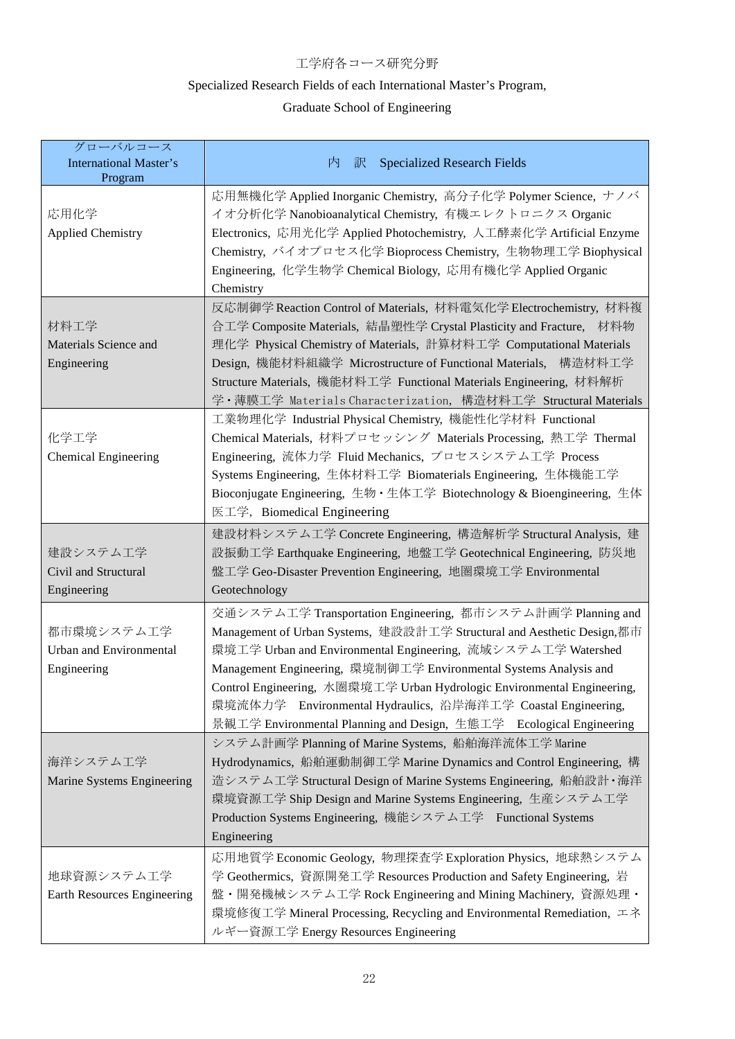工学府各コース研究分野

Specialized Research Fields of each International Master's Program,

Graduate School of Engineering

| グローバルコース International Master's Program | 内　訳　Specialized Research Fields |
|---|---|
| 応用化学 Applied Chemistry | 応用無機化学 Applied Inorganic Chemistry, 高分子化学 Polymer Science, ナノバイオ分析化学 Nanobioanalytical Chemistry, 有機エレクトロニクス Organic Electronics, 応用光化学 Applied Photochemistry, 人工酵素化学 Artificial Enzyme Chemistry, バイオプロセス化学 Bioprocess Chemistry, 生物物理工学 Biophysical Engineering, 化学生物学 Chemical Biology, 応用有機化学 Applied Organic Chemistry |
| 材料工学 Materials Science and Engineering | 反応制御学 Reaction Control of Materials, 材料電気化学 Electrochemistry, 材料複合工学 Composite Materials, 結晶塑性学 Crystal Plasticity and Fracture, 材料物理化学 Physical Chemistry of Materials, 計算材料工学 Computational Materials Design, 機能材料組織学 Microstructure of Functional Materials, 構造材料工学 Structure Materials, 機能材料工学 Functional Materials Engineering, 材料解析学・薄膜工学 Materials Characterization, 構造材料工学 Structural Materials |
| 化学工学 Chemical Engineering | 工業物理化学 Industrial Physical Chemistry, 機能性化学材料 Functional Chemical Materials, 材料プロセッシング Materials Processing, 熱工学 Thermal Engineering, 流体力学 Fluid Mechanics, プロセスシステム工学 Process Systems Engineering, 生体材料工学 Biomaterials Engineering, 生体機能工学 Bioconjugate Engineering, 生物・生体工学 Biotechnology & Bioengineering, 生体医工学, Biomedical Engineering |
| 建設システム工学 Civil and Structural Engineering | 建設材料システム工学 Concrete Engineering, 構造解析学 Structural Analysis, 建設振動工学 Earthquake Engineering, 地盤工学 Geotechnical Engineering, 防災地盤工学 Geo-Disaster Prevention Engineering, 地圏環境工学 Environmental Geotechnology |
| 都市環境システム工学 Urban and Environmental Engineering | 交通システム工学 Transportation Engineering, 都市システム計画学 Planning and Management of Urban Systems, 建設設計工学 Structural and Aesthetic Design,都市環境工学 Urban and Environmental Engineering, 流域システム工学 Watershed Management Engineering, 環境制御工学 Environmental Systems Analysis and Control Engineering, 水圏環境工学 Urban Hydrologic Environmental Engineering, 環境流体力学　Environmental Hydraulics, 沿岸海洋工学 Coastal Engineering, 景観工学 Environmental Planning and Design, 生態工学　Ecological Engineering |
| 海洋システム工学 Marine Systems Engineering | システム計画学 Planning of Marine Systems, 船舶海洋流体工学 Marine Hydrodynamics, 船舶運動制御工学 Marine Dynamics and Control Engineering, 構造システム工学 Structural Design of Marine Systems Engineering, 船舶設計・海洋環境資源工学 Ship Design and Marine Systems Engineering, 生産システム工学 Production Systems Engineering, 機能システム工学　Functional Systems Engineering |
| 地球資源システム工学 Earth Resources Engineering | 応用地質学 Economic Geology, 物理探査学 Exploration Physics, 地球熱システム学 Geothermics, 資源開発工学 Resources Production and Safety Engineering, 岩盤・開発機械システム工学 Rock Engineering and Mining Machinery, 資源処理・環境修復工学 Mineral Processing, Recycling and Environmental Remediation, エネルギー資源工学 Energy Resources Engineering |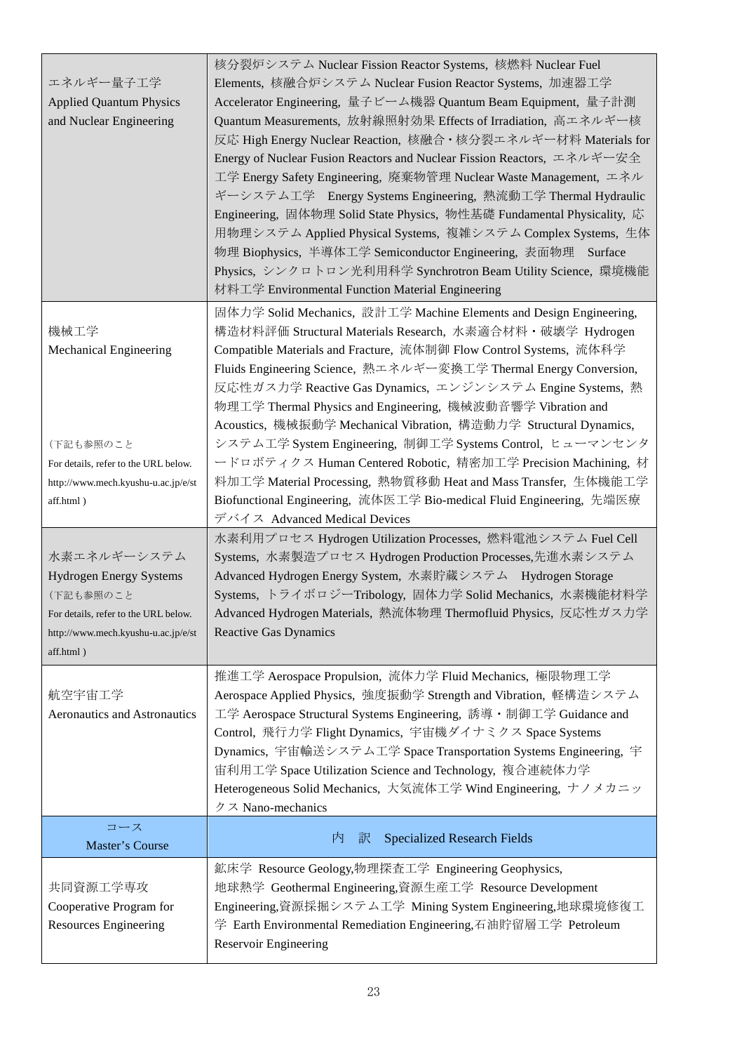| | |
|---|---|
| エネルギー量子工学<br>Applied Quantum Physics and Nuclear Engineering | 核分裂炉システム Nuclear Fission Reactor Systems, 核燃料 Nuclear Fuel Elements, 核融合炉システム Nuclear Fusion Reactor Systems, 加速器工学 Accelerator Engineering, 量子ビーム機器 Quantum Beam Equipment, 量子計測 Quantum Measurements, 放射線照射効果 Effects of Irradiation, 高エネルギー核反応 High Energy Nuclear Reaction, 核融合・核分裂エネルギー材料 Materials for Energy of Nuclear Fusion Reactors and Nuclear Fission Reactors, エネルギー安全工学 Energy Safety Engineering, 廃棄物管理 Nuclear Waste Management, エネルギーシステム工学　Energy Systems Engineering, 熱流動工学 Thermal Hydraulic Engineering, 固体物理 Solid State Physics, 物性基礎 Fundamental Physicality, 応用物理システム Applied Physical Systems, 複雑システム Complex Systems, 生体物理 Biophysics, 半導体工学 Semiconductor Engineering, 表面物理　Surface Physics, シンクロトロン光利用科学 Synchrotron Beam Utility Science, 環境機能材料工学 Environmental Function Material Engineering |
| 機械工学<br>Mechanical Engineering<br><br>（下記も参照のこと<br>For details, refer to the URL below.<br>http://www.mech.kyushu-u.ac.jp/e/staff.html） | 固体力学 Solid Mechanics, 設計工学 Machine Elements and Design Engineering, 構造材料評価 Structural Materials Research, 水素適合材料・破壊学 Hydrogen Compatible Materials and Fracture, 流体制御 Flow Control Systems, 流体科学 Fluids Engineering Science, 熱エネルギー変換工学 Thermal Energy Conversion, 反応性ガス力学 Reactive Gas Dynamics, エンジンシステム Engine Systems, 熱物理工学 Thermal Physics and Engineering, 機械波動音響学 Vibration and Acoustics, 機械振動学 Mechanical Vibration, 構造動力学 Structural Dynamics, システム工学 System Engineering, 制御工学 Systems Control, ヒューマンセンタードロボティクス Human Centered Robotic, 精密加工学 Precision Machining, 材料加工学 Material Processing, 熱物質移動 Heat and Mass Transfer, 生体機能工学 Biofunctional Engineering, 流体医工学 Bio-medical Fluid Engineering, 先端医療デバイス Advanced Medical Devices |
| 水素エネルギーシステム<br>Hydrogen Energy Systems<br>（下記も参照のこと<br>For details, refer to the URL below.<br>http://www.mech.kyushu-u.ac.jp/e/staff.html） | 水素利用プロセス Hydrogen Utilization Processes, 燃料電池システム Fuel Cell Systems, 水素製造プロセス Hydrogen Production Processes,先進水素システム Advanced Hydrogen Energy System, 水素貯蔵システム　Hydrogen Storage Systems, トライボロジーTribology, 固体力学 Solid Mechanics, 水素機能材料学 Advanced Hydrogen Materials, 熱流体物理 Thermofluid Physics, 反応性ガス力学 Reactive Gas Dynamics |
| 航空宇宙工学<br>Aeronautics and Astronautics | 推進工学 Aerospace Propulsion, 流体力学 Fluid Mechanics, 極限物理工学 Aerospace Applied Physics, 強度振動学 Strength and Vibration, 軽構造システム工学 Aerospace Structural Systems Engineering, 誘導・制御工学 Guidance and Control, 飛行力学 Flight Dynamics, 宇宙機ダイナミクス Space Systems Dynamics, 宇宙輸送システム工学 Space Transportation Systems Engineering, 宇宙利用工学 Space Utilization Science and Technology, 複合連続体力学 Heterogeneous Solid Mechanics, 大気流体工学 Wind Engineering, ナノメカニックス Nano-mechanics |
| **コース<br>Master's Course** | **内　訳　Specialized Research Fields** |
| 共同資源工学専攻<br>Cooperative Program for Resources Engineering | 鉱床学 Resource Geology,物理探査工学 Engineering Geophysics,<br>地球熱学 Geothermal Engineering,資源生産工学 Resource Development Engineering,資源採掘システム工学 Mining System Engineering,地球環境修復工学 Earth Environmental Remediation Engineering,石油貯留層工学 Petroleum Reservoir Engineering |